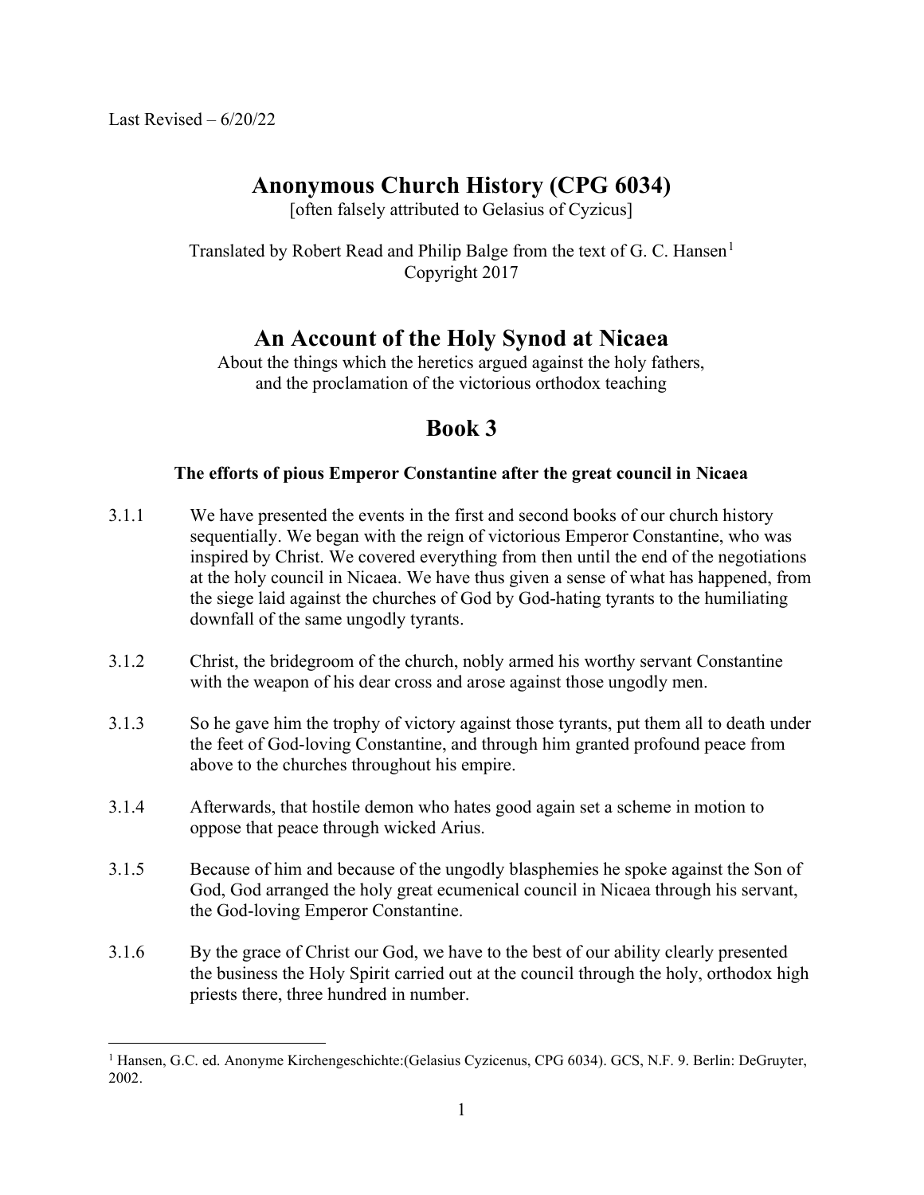Last Revised – 6/20/22

# Anonymous Church History (CPG 6034)

[often falsely attributed to Gelasius of Cyzicus]

Translated by Robert Read and Philip Balge from the text of G. C. Hansen[1]
Copyright 2017

# An Account of the Holy Synod at Nicaea

About the things which the heretics argued against the holy fathers,
and the proclamation of the victorious orthodox teaching

## Book 3

### The efforts of pious Emperor Constantine after the great council in Nicaea

3.1.1 We have presented the events in the first and second books of our church history sequentially. We began with the reign of victorious Emperor Constantine, who was inspired by Christ. We covered everything from then until the end of the negotiations at the holy council in Nicaea. We have thus given a sense of what has happened, from the siege laid against the churches of God by God-hating tyrants to the humiliating downfall of the same ungodly tyrants.

3.1.2 Christ, the bridegroom of the church, nobly armed his worthy servant Constantine with the weapon of his dear cross and arose against those ungodly men.

3.1.3 So he gave him the trophy of victory against those tyrants, put them all to death under the feet of God-loving Constantine, and through him granted profound peace from above to the churches throughout his empire.

3.1.4 Afterwards, that hostile demon who hates good again set a scheme in motion to oppose that peace through wicked Arius.

3.1.5 Because of him and because of the ungodly blasphemies he spoke against the Son of God, God arranged the holy great ecumenical council in Nicaea through his servant, the God-loving Emperor Constantine.

3.1.6 By the grace of Christ our God, we have to the best of our ability clearly presented the business the Holy Spirit carried out at the council through the holy, orthodox high priests there, three hundred in number.

[1] Hansen, G.C. ed. Anonyme Kirchengeschichte:(Gelasius Cyzicenus, CPG 6034). GCS, N.F. 9. Berlin: DeGruyter, 2002.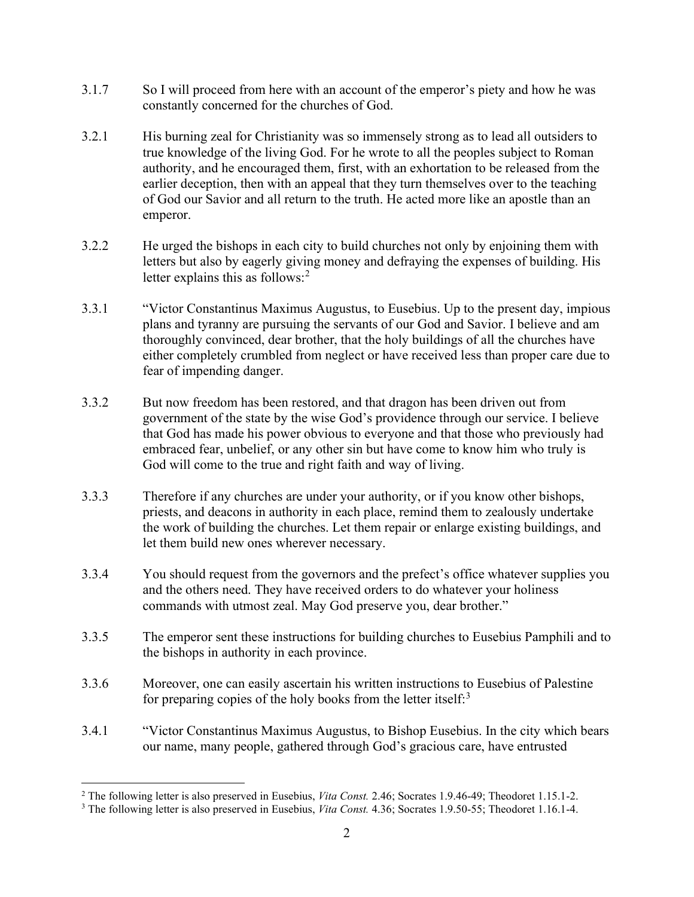3.1.7 So I will proceed from here with an account of the emperor's piety and how he was constantly concerned for the churches of God.

3.2.1 His burning zeal for Christianity was so immensely strong as to lead all outsiders to true knowledge of the living God. For he wrote to all the peoples subject to Roman authority, and he encouraged them, first, with an exhortation to be released from the earlier deception, then with an appeal that they turn themselves over to the teaching of God our Savior and all return to the truth. He acted more like an apostle than an emperor.

3.2.2 He urged the bishops in each city to build churches not only by enjoining them with letters but also by eagerly giving money and defraying the expenses of building. His letter explains this as follows:[2]

3.3.1 "Victor Constantinus Maximus Augustus, to Eusebius. Up to the present day, impious plans and tyranny are pursuing the servants of our God and Savior. I believe and am thoroughly convinced, dear brother, that the holy buildings of all the churches have either completely crumbled from neglect or have received less than proper care due to fear of impending danger.

3.3.2 But now freedom has been restored, and that dragon has been driven out from government of the state by the wise God's providence through our service. I believe that God has made his power obvious to everyone and that those who previously had embraced fear, unbelief, or any other sin but have come to know him who truly is God will come to the true and right faith and way of living.

3.3.3 Therefore if any churches are under your authority, or if you know other bishops, priests, and deacons in authority in each place, remind them to zealously undertake the work of building the churches. Let them repair or enlarge existing buildings, and let them build new ones wherever necessary.

3.3.4 You should request from the governors and the prefect's office whatever supplies you and the others need. They have received orders to do whatever your holiness commands with utmost zeal. May God preserve you, dear brother."

3.3.5 The emperor sent these instructions for building churches to Eusebius Pamphili and to the bishops in authority in each province.

3.3.6 Moreover, one can easily ascertain his written instructions to Eusebius of Palestine for preparing copies of the holy books from the letter itself:[3]

3.4.1 "Victor Constantinus Maximus Augustus, to Bishop Eusebius. In the city which bears our name, many people, gathered through God's gracious care, have entrusted

[2] The following letter is also preserved in Eusebius, *Vita Const.* 2.46; Socrates 1.9.46-49; Theodoret 1.15.1-2.

[3] The following letter is also preserved in Eusebius, *Vita Const.* 4.36; Socrates 1.9.50-55; Theodoret 1.16.1-4.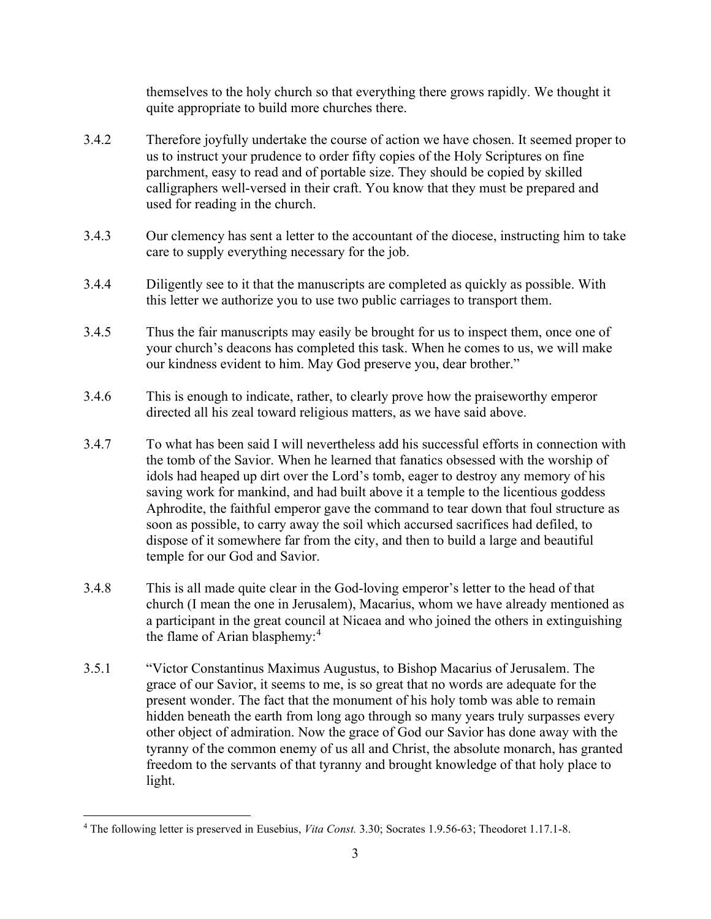themselves to the holy church so that everything there grows rapidly. We thought it quite appropriate to build more churches there.

3.4.2 Therefore joyfully undertake the course of action we have chosen. It seemed proper to us to instruct your prudence to order fifty copies of the Holy Scriptures on fine parchment, easy to read and of portable size. They should be copied by skilled calligraphers well-versed in their craft. You know that they must be prepared and used for reading in the church.

3.4.3 Our clemency has sent a letter to the accountant of the diocese, instructing him to take care to supply everything necessary for the job.

3.4.4 Diligently see to it that the manuscripts are completed as quickly as possible. With this letter we authorize you to use two public carriages to transport them.

3.4.5 Thus the fair manuscripts may easily be brought for us to inspect them, once one of your church's deacons has completed this task. When he comes to us, we will make our kindness evident to him. May God preserve you, dear brother."

3.4.6 This is enough to indicate, rather, to clearly prove how the praiseworthy emperor directed all his zeal toward religious matters, as we have said above.

3.4.7 To what has been said I will nevertheless add his successful efforts in connection with the tomb of the Savior. When he learned that fanatics obsessed with the worship of idols had heaped up dirt over the Lord's tomb, eager to destroy any memory of his saving work for mankind, and had built above it a temple to the licentious goddess Aphrodite, the faithful emperor gave the command to tear down that foul structure as soon as possible, to carry away the soil which accursed sacrifices had defiled, to dispose of it somewhere far from the city, and then to build a large and beautiful temple for our God and Savior.

3.4.8 This is all made quite clear in the God-loving emperor's letter to the head of that church (I mean the one in Jerusalem), Macarius, whom we have already mentioned as a participant in the great council at Nicaea and who joined the others in extinguishing the flame of Arian blasphemy:[4]

3.5.1 "Victor Constantinus Maximus Augustus, to Bishop Macarius of Jerusalem. The grace of our Savior, it seems to me, is so great that no words are adequate for the present wonder. The fact that the monument of his holy tomb was able to remain hidden beneath the earth from long ago through so many years truly surpasses every other object of admiration. Now the grace of God our Savior has done away with the tyranny of the common enemy of us all and Christ, the absolute monarch, has granted freedom to the servants of that tyranny and brought knowledge of that holy place to light.

[4] The following letter is preserved in Eusebius, *Vita Const.* 3.30; Socrates 1.9.56-63; Theodoret 1.17.1-8.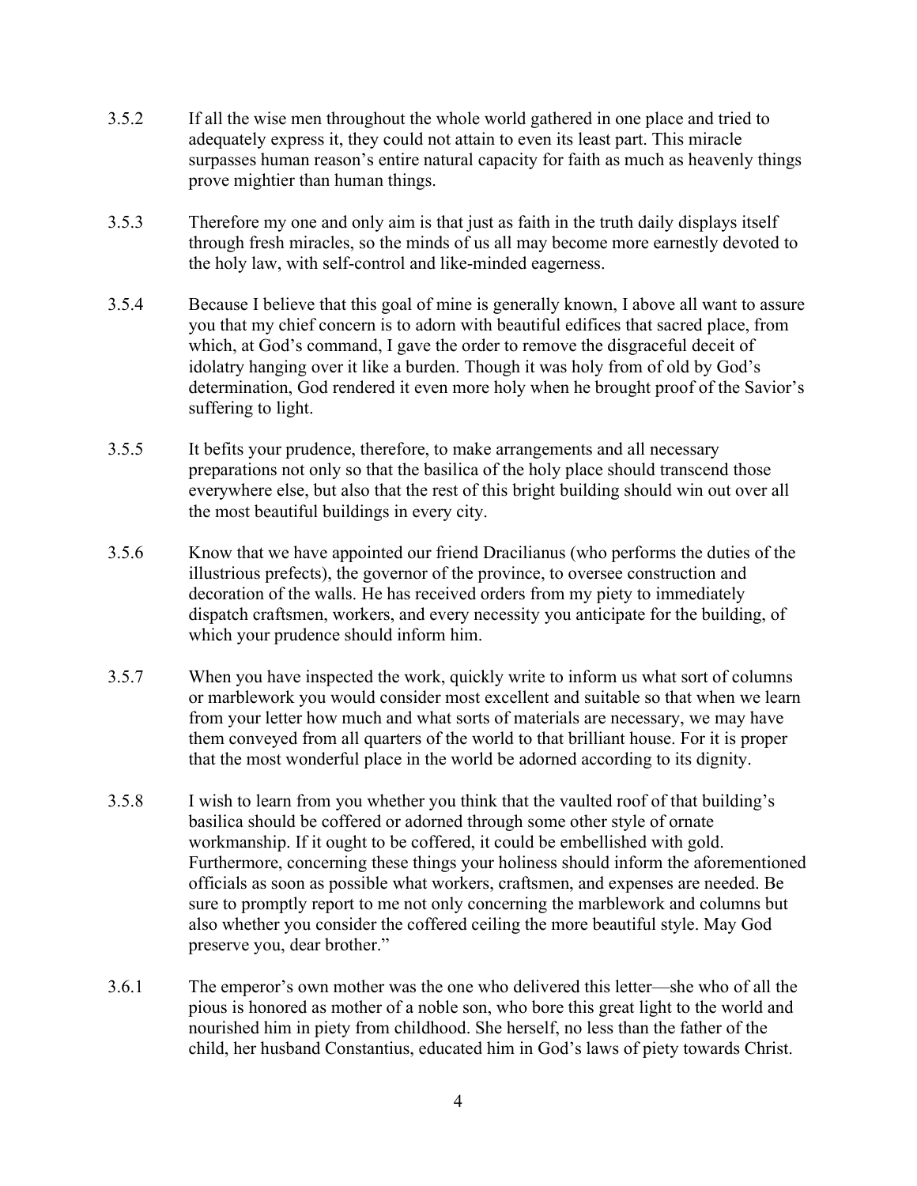3.5.2 If all the wise men throughout the whole world gathered in one place and tried to adequately express it, they could not attain to even its least part. This miracle surpasses human reason's entire natural capacity for faith as much as heavenly things prove mightier than human things.

3.5.3 Therefore my one and only aim is that just as faith in the truth daily displays itself through fresh miracles, so the minds of us all may become more earnestly devoted to the holy law, with self-control and like-minded eagerness.

3.5.4 Because I believe that this goal of mine is generally known, I above all want to assure you that my chief concern is to adorn with beautiful edifices that sacred place, from which, at God's command, I gave the order to remove the disgraceful deceit of idolatry hanging over it like a burden. Though it was holy from of old by God's determination, God rendered it even more holy when he brought proof of the Savior's suffering to light.

3.5.5 It befits your prudence, therefore, to make arrangements and all necessary preparations not only so that the basilica of the holy place should transcend those everywhere else, but also that the rest of this bright building should win out over all the most beautiful buildings in every city.

3.5.6 Know that we have appointed our friend Dracilianus (who performs the duties of the illustrious prefects), the governor of the province, to oversee construction and decoration of the walls. He has received orders from my piety to immediately dispatch craftsmen, workers, and every necessity you anticipate for the building, of which your prudence should inform him.

3.5.7 When you have inspected the work, quickly write to inform us what sort of columns or marblework you would consider most excellent and suitable so that when we learn from your letter how much and what sorts of materials are necessary, we may have them conveyed from all quarters of the world to that brilliant house. For it is proper that the most wonderful place in the world be adorned according to its dignity.

3.5.8 I wish to learn from you whether you think that the vaulted roof of that building's basilica should be coffered or adorned through some other style of ornate workmanship. If it ought to be coffered, it could be embellished with gold. Furthermore, concerning these things your holiness should inform the aforementioned officials as soon as possible what workers, craftsmen, and expenses are needed. Be sure to promptly report to me not only concerning the marblework and columns but also whether you consider the coffered ceiling the more beautiful style. May God preserve you, dear brother."

3.6.1 The emperor's own mother was the one who delivered this letter—she who of all the pious is honored as mother of a noble son, who bore this great light to the world and nourished him in piety from childhood. She herself, no less than the father of the child, her husband Constantius, educated him in God's laws of piety towards Christ.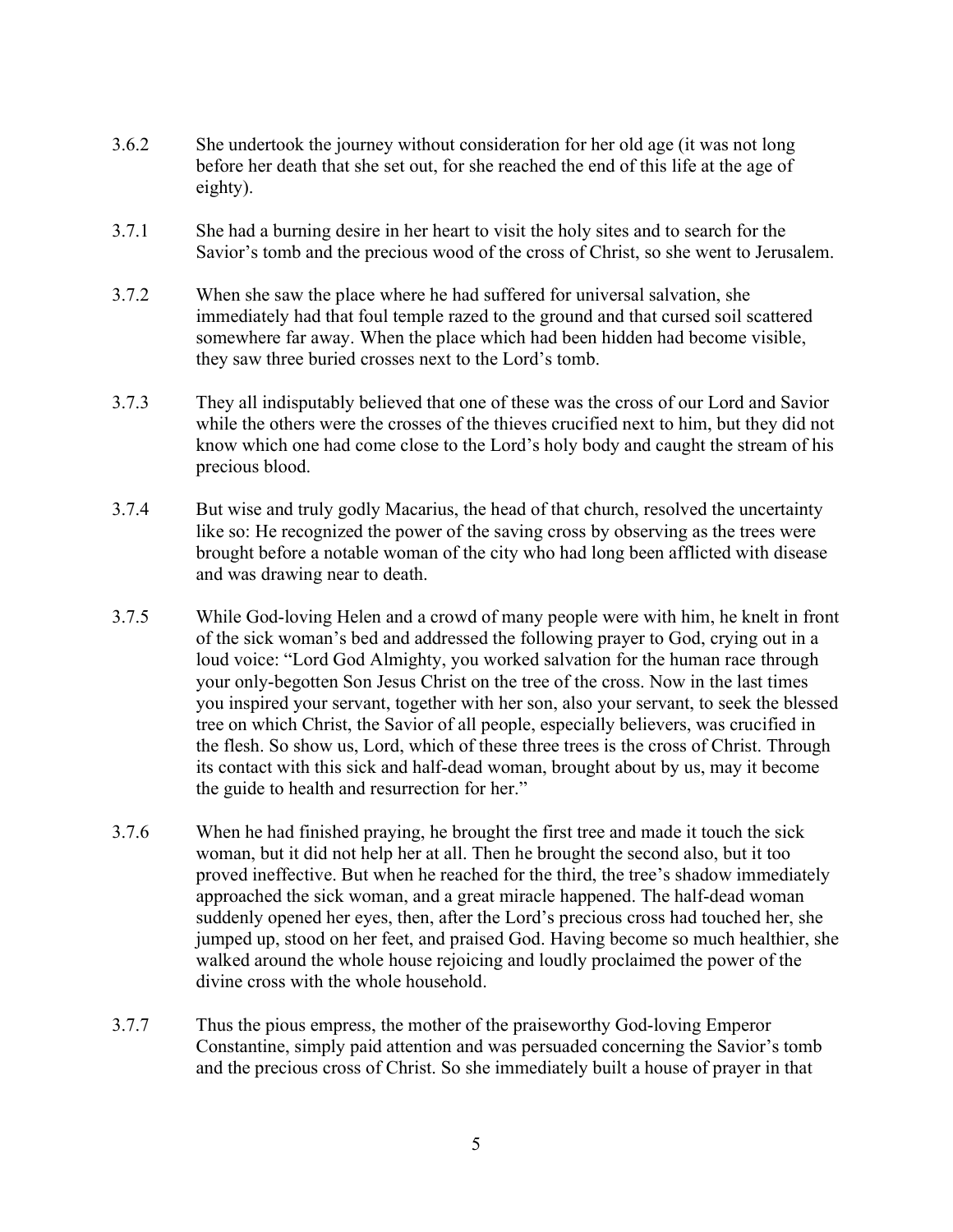3.6.2 She undertook the journey without consideration for her old age (it was not long before her death that she set out, for she reached the end of this life at the age of eighty).

3.7.1 She had a burning desire in her heart to visit the holy sites and to search for the Savior's tomb and the precious wood of the cross of Christ, so she went to Jerusalem.

3.7.2 When she saw the place where he had suffered for universal salvation, she immediately had that foul temple razed to the ground and that cursed soil scattered somewhere far away. When the place which had been hidden had become visible, they saw three buried crosses next to the Lord's tomb.

3.7.3 They all indisputably believed that one of these was the cross of our Lord and Savior while the others were the crosses of the thieves crucified next to him, but they did not know which one had come close to the Lord's holy body and caught the stream of his precious blood.

3.7.4 But wise and truly godly Macarius, the head of that church, resolved the uncertainty like so: He recognized the power of the saving cross by observing as the trees were brought before a notable woman of the city who had long been afflicted with disease and was drawing near to death.

3.7.5 While God-loving Helen and a crowd of many people were with him, he knelt in front of the sick woman's bed and addressed the following prayer to God, crying out in a loud voice: "Lord God Almighty, you worked salvation for the human race through your only-begotten Son Jesus Christ on the tree of the cross. Now in the last times you inspired your servant, together with her son, also your servant, to seek the blessed tree on which Christ, the Savior of all people, especially believers, was crucified in the flesh. So show us, Lord, which of these three trees is the cross of Christ. Through its contact with this sick and half-dead woman, brought about by us, may it become the guide to health and resurrection for her."

3.7.6 When he had finished praying, he brought the first tree and made it touch the sick woman, but it did not help her at all. Then he brought the second also, but it too proved ineffective. But when he reached for the third, the tree's shadow immediately approached the sick woman, and a great miracle happened. The half-dead woman suddenly opened her eyes, then, after the Lord's precious cross had touched her, she jumped up, stood on her feet, and praised God. Having become so much healthier, she walked around the whole house rejoicing and loudly proclaimed the power of the divine cross with the whole household.

3.7.7 Thus the pious empress, the mother of the praiseworthy God-loving Emperor Constantine, simply paid attention and was persuaded concerning the Savior's tomb and the precious cross of Christ. So she immediately built a house of prayer in that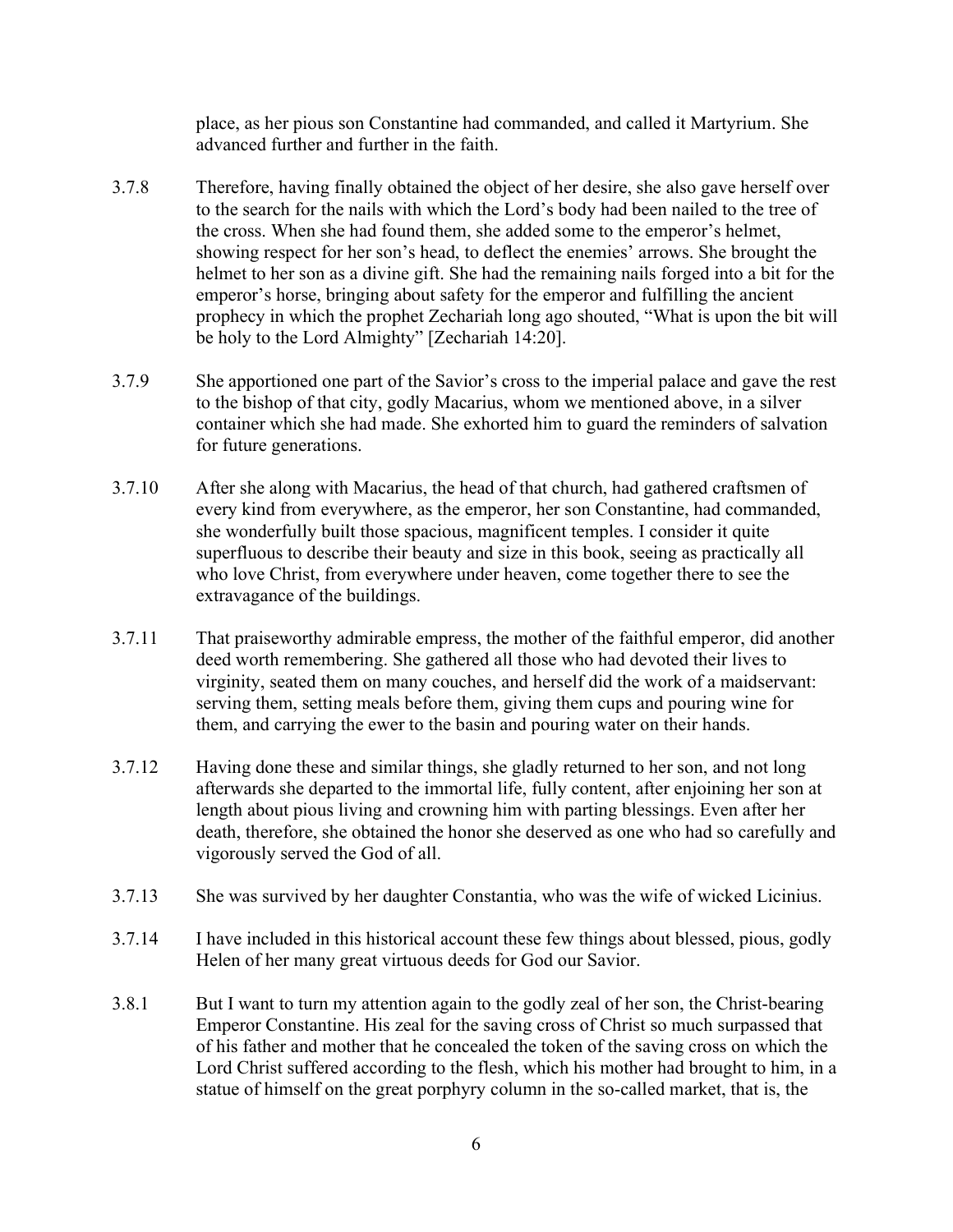place, as her pious son Constantine had commanded, and called it Martyrium. She advanced further and further in the faith.

3.7.8 Therefore, having finally obtained the object of her desire, she also gave herself over to the search for the nails with which the Lord's body had been nailed to the tree of the cross. When she had found them, she added some to the emperor's helmet, showing respect for her son's head, to deflect the enemies' arrows. She brought the helmet to her son as a divine gift. She had the remaining nails forged into a bit for the emperor's horse, bringing about safety for the emperor and fulfilling the ancient prophecy in which the prophet Zechariah long ago shouted, "What is upon the bit will be holy to the Lord Almighty" [Zechariah 14:20].

3.7.9 She apportioned one part of the Savior's cross to the imperial palace and gave the rest to the bishop of that city, godly Macarius, whom we mentioned above, in a silver container which she had made. She exhorted him to guard the reminders of salvation for future generations.

3.7.10 After she along with Macarius, the head of that church, had gathered craftsmen of every kind from everywhere, as the emperor, her son Constantine, had commanded, she wonderfully built those spacious, magnificent temples. I consider it quite superfluous to describe their beauty and size in this book, seeing as practically all who love Christ, from everywhere under heaven, come together there to see the extravagance of the buildings.

3.7.11 That praiseworthy admirable empress, the mother of the faithful emperor, did another deed worth remembering. She gathered all those who had devoted their lives to virginity, seated them on many couches, and herself did the work of a maidservant: serving them, setting meals before them, giving them cups and pouring wine for them, and carrying the ewer to the basin and pouring water on their hands.

3.7.12 Having done these and similar things, she gladly returned to her son, and not long afterwards she departed to the immortal life, fully content, after enjoining her son at length about pious living and crowning him with parting blessings. Even after her death, therefore, she obtained the honor she deserved as one who had so carefully and vigorously served the God of all.

3.7.13 She was survived by her daughter Constantia, who was the wife of wicked Licinius.

3.7.14 I have included in this historical account these few things about blessed, pious, godly Helen of her many great virtuous deeds for God our Savior.

3.8.1 But I want to turn my attention again to the godly zeal of her son, the Christ-bearing Emperor Constantine. His zeal for the saving cross of Christ so much surpassed that of his father and mother that he concealed the token of the saving cross on which the Lord Christ suffered according to the flesh, which his mother had brought to him, in a statue of himself on the great porphyry column in the so-called market, that is, the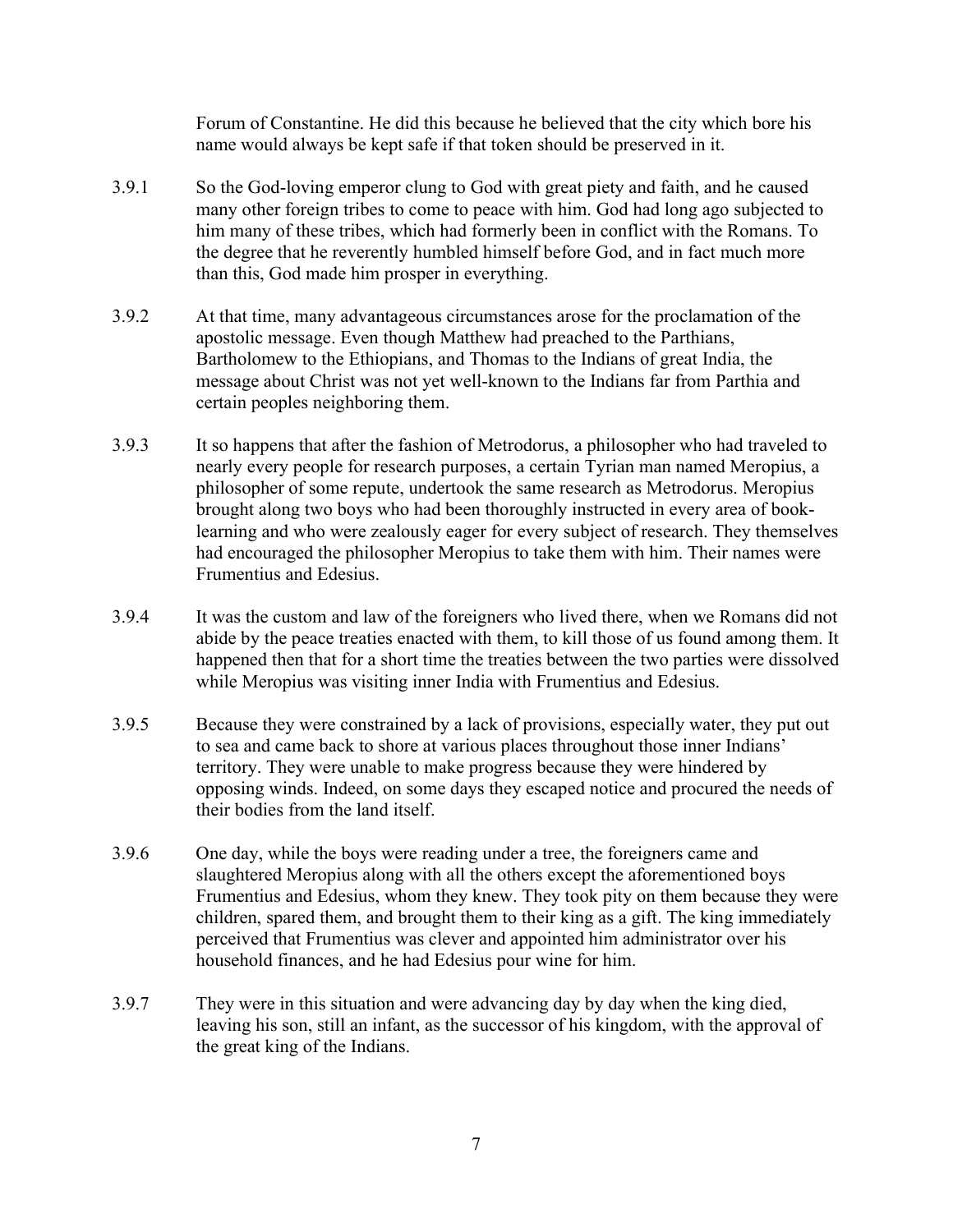Forum of Constantine. He did this because he believed that the city which bore his name would always be kept safe if that token should be preserved in it.

3.9.1 So the God-loving emperor clung to God with great piety and faith, and he caused many other foreign tribes to come to peace with him. God had long ago subjected to him many of these tribes, which had formerly been in conflict with the Romans. To the degree that he reverently humbled himself before God, and in fact much more than this, God made him prosper in everything.

3.9.2 At that time, many advantageous circumstances arose for the proclamation of the apostolic message. Even though Matthew had preached to the Parthians, Bartholomew to the Ethiopians, and Thomas to the Indians of great India, the message about Christ was not yet well-known to the Indians far from Parthia and certain peoples neighboring them.

3.9.3 It so happens that after the fashion of Metrodorus, a philosopher who had traveled to nearly every people for research purposes, a certain Tyrian man named Meropius, a philosopher of some repute, undertook the same research as Metrodorus. Meropius brought along two boys who had been thoroughly instructed in every area of book-learning and who were zealously eager for every subject of research. They themselves had encouraged the philosopher Meropius to take them with him. Their names were Frumentius and Edesius.

3.9.4 It was the custom and law of the foreigners who lived there, when we Romans did not abide by the peace treaties enacted with them, to kill those of us found among them. It happened then that for a short time the treaties between the two parties were dissolved while Meropius was visiting inner India with Frumentius and Edesius.

3.9.5 Because they were constrained by a lack of provisions, especially water, they put out to sea and came back to shore at various places throughout those inner Indians' territory. They were unable to make progress because they were hindered by opposing winds. Indeed, on some days they escaped notice and procured the needs of their bodies from the land itself.

3.9.6 One day, while the boys were reading under a tree, the foreigners came and slaughtered Meropius along with all the others except the aforementioned boys Frumentius and Edesius, whom they knew. They took pity on them because they were children, spared them, and brought them to their king as a gift. The king immediately perceived that Frumentius was clever and appointed him administrator over his household finances, and he had Edesius pour wine for him.

3.9.7 They were in this situation and were advancing day by day when the king died, leaving his son, still an infant, as the successor of his kingdom, with the approval of the great king of the Indians.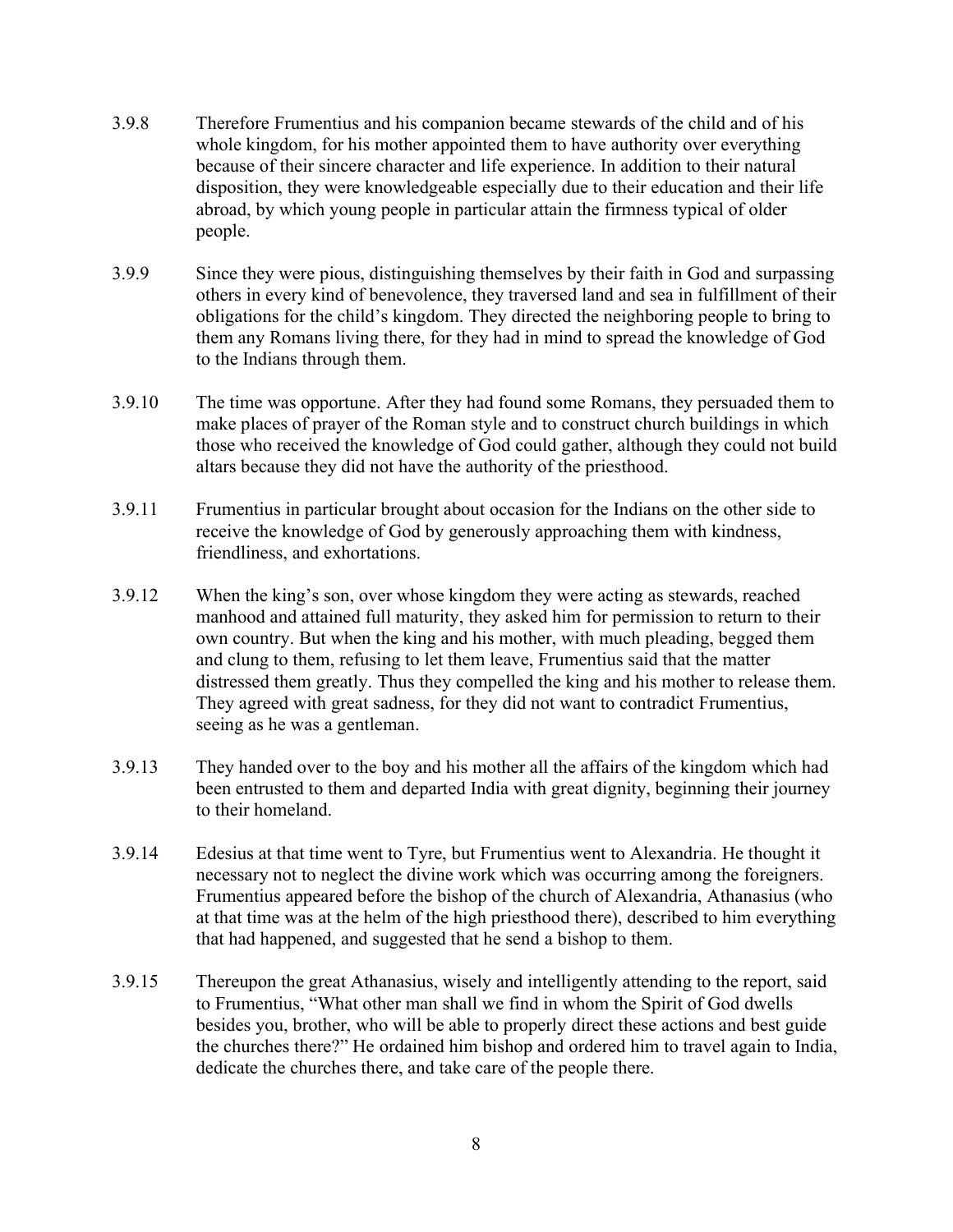3.9.8 Therefore Frumentius and his companion became stewards of the child and of his whole kingdom, for his mother appointed them to have authority over everything because of their sincere character and life experience. In addition to their natural disposition, they were knowledgeable especially due to their education and their life abroad, by which young people in particular attain the firmness typical of older people.

3.9.9 Since they were pious, distinguishing themselves by their faith in God and surpassing others in every kind of benevolence, they traversed land and sea in fulfillment of their obligations for the child's kingdom. They directed the neighboring people to bring to them any Romans living there, for they had in mind to spread the knowledge of God to the Indians through them.

3.9.10 The time was opportune. After they had found some Romans, they persuaded them to make places of prayer of the Roman style and to construct church buildings in which those who received the knowledge of God could gather, although they could not build altars because they did not have the authority of the priesthood.

3.9.11 Frumentius in particular brought about occasion for the Indians on the other side to receive the knowledge of God by generously approaching them with kindness, friendliness, and exhortations.

3.9.12 When the king's son, over whose kingdom they were acting as stewards, reached manhood and attained full maturity, they asked him for permission to return to their own country. But when the king and his mother, with much pleading, begged them and clung to them, refusing to let them leave, Frumentius said that the matter distressed them greatly. Thus they compelled the king and his mother to release them. They agreed with great sadness, for they did not want to contradict Frumentius, seeing as he was a gentleman.

3.9.13 They handed over to the boy and his mother all the affairs of the kingdom which had been entrusted to them and departed India with great dignity, beginning their journey to their homeland.

3.9.14 Edesius at that time went to Tyre, but Frumentius went to Alexandria. He thought it necessary not to neglect the divine work which was occurring among the foreigners. Frumentius appeared before the bishop of the church of Alexandria, Athanasius (who at that time was at the helm of the high priesthood there), described to him everything that had happened, and suggested that he send a bishop to them.

3.9.15 Thereupon the great Athanasius, wisely and intelligently attending to the report, said to Frumentius, "What other man shall we find in whom the Spirit of God dwells besides you, brother, who will be able to properly direct these actions and best guide the churches there?" He ordained him bishop and ordered him to travel again to India, dedicate the churches there, and take care of the people there.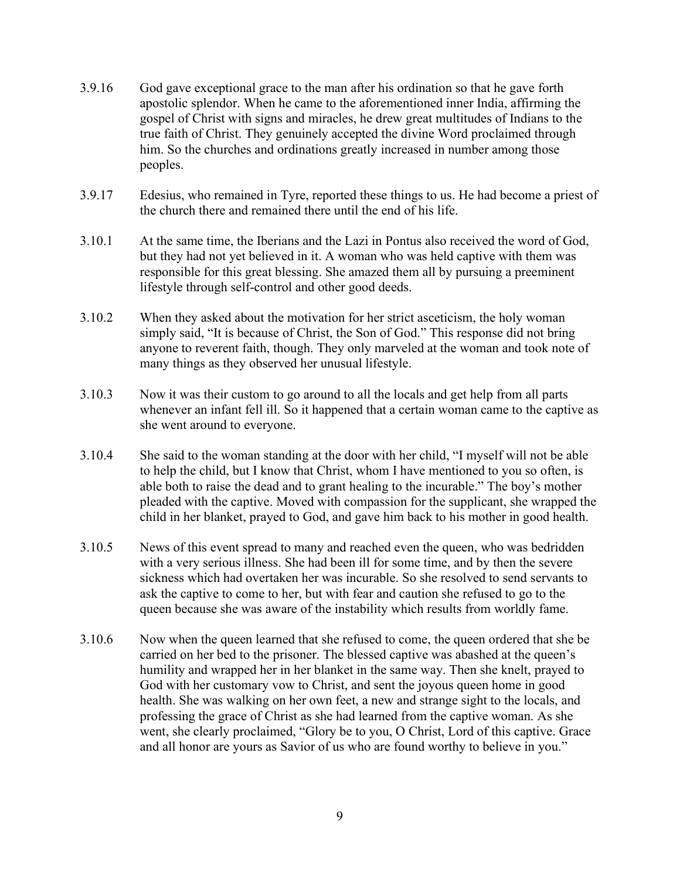3.9.16 God gave exceptional grace to the man after his ordination so that he gave forth apostolic splendor. When he came to the aforementioned inner India, affirming the gospel of Christ with signs and miracles, he drew great multitudes of Indians to the true faith of Christ. They genuinely accepted the divine Word proclaimed through him. So the churches and ordinations greatly increased in number among those peoples.

3.9.17 Edesius, who remained in Tyre, reported these things to us. He had become a priest of the church there and remained there until the end of his life.

3.10.1 At the same time, the Iberians and the Lazi in Pontus also received the word of God, but they had not yet believed in it. A woman who was held captive with them was responsible for this great blessing. She amazed them all by pursuing a preeminent lifestyle through self-control and other good deeds.

3.10.2 When they asked about the motivation for her strict asceticism, the holy woman simply said, "It is because of Christ, the Son of God." This response did not bring anyone to reverent faith, though. They only marveled at the woman and took note of many things as they observed her unusual lifestyle.

3.10.3 Now it was their custom to go around to all the locals and get help from all parts whenever an infant fell ill. So it happened that a certain woman came to the captive as she went around to everyone.

3.10.4 She said to the woman standing at the door with her child, "I myself will not be able to help the child, but I know that Christ, whom I have mentioned to you so often, is able both to raise the dead and to grant healing to the incurable." The boy's mother pleaded with the captive. Moved with compassion for the supplicant, she wrapped the child in her blanket, prayed to God, and gave him back to his mother in good health.

3.10.5 News of this event spread to many and reached even the queen, who was bedridden with a very serious illness. She had been ill for some time, and by then the severe sickness which had overtaken her was incurable. So she resolved to send servants to ask the captive to come to her, but with fear and caution she refused to go to the queen because she was aware of the instability which results from worldly fame.

3.10.6 Now when the queen learned that she refused to come, the queen ordered that she be carried on her bed to the prisoner. The blessed captive was abashed at the queen's humility and wrapped her in her blanket in the same way. Then she knelt, prayed to God with her customary vow to Christ, and sent the joyous queen home in good health. She was walking on her own feet, a new and strange sight to the locals, and professing the grace of Christ as she had learned from the captive woman. As she went, she clearly proclaimed, "Glory be to you, O Christ, Lord of this captive. Grace and all honor are yours as Savior of us who are found worthy to believe in you."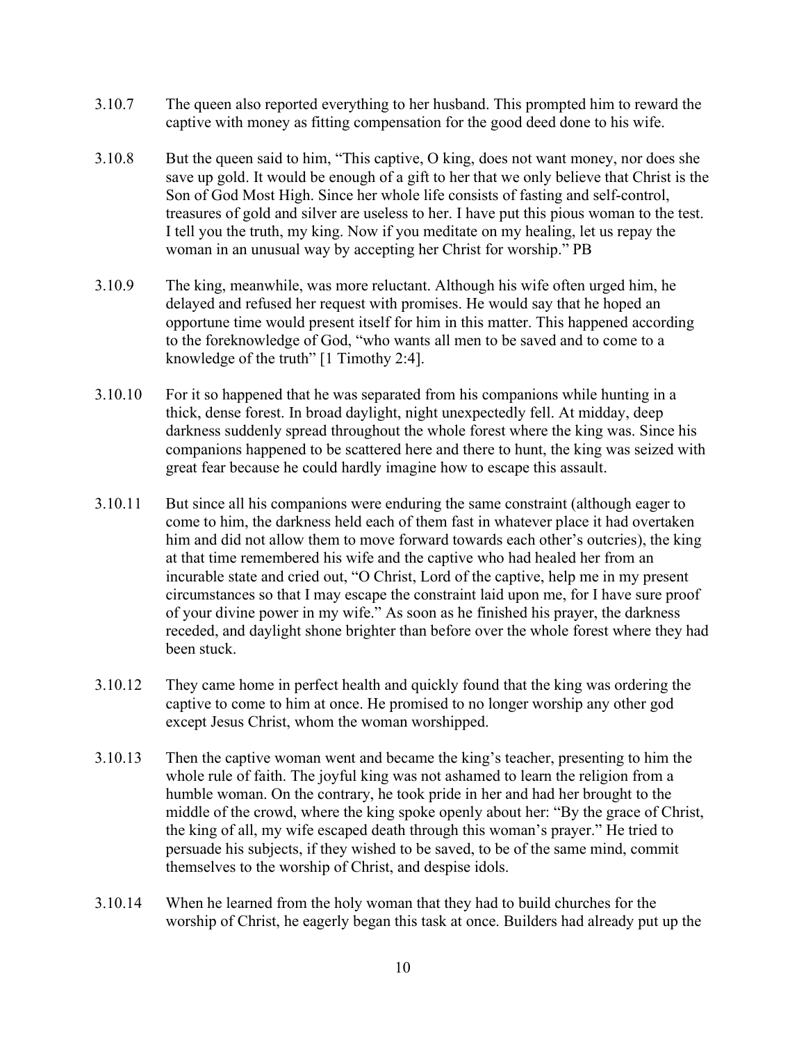3.10.7 The queen also reported everything to her husband. This prompted him to reward the captive with money as fitting compensation for the good deed done to his wife.

3.10.8 But the queen said to him, "This captive, O king, does not want money, nor does she save up gold. It would be enough of a gift to her that we only believe that Christ is the Son of God Most High. Since her whole life consists of fasting and self-control, treasures of gold and silver are useless to her. I have put this pious woman to the test. I tell you the truth, my king. Now if you meditate on my healing, let us repay the woman in an unusual way by accepting her Christ for worship." PB

3.10.9 The king, meanwhile, was more reluctant. Although his wife often urged him, he delayed and refused her request with promises. He would say that he hoped an opportune time would present itself for him in this matter. This happened according to the foreknowledge of God, "who wants all men to be saved and to come to a knowledge of the truth" [1 Timothy 2:4].

3.10.10 For it so happened that he was separated from his companions while hunting in a thick, dense forest. In broad daylight, night unexpectedly fell. At midday, deep darkness suddenly spread throughout the whole forest where the king was. Since his companions happened to be scattered here and there to hunt, the king was seized with great fear because he could hardly imagine how to escape this assault.

3.10.11 But since all his companions were enduring the same constraint (although eager to come to him, the darkness held each of them fast in whatever place it had overtaken him and did not allow them to move forward towards each other's outcries), the king at that time remembered his wife and the captive who had healed her from an incurable state and cried out, "O Christ, Lord of the captive, help me in my present circumstances so that I may escape the constraint laid upon me, for I have sure proof of your divine power in my wife." As soon as he finished his prayer, the darkness receded, and daylight shone brighter than before over the whole forest where they had been stuck.

3.10.12 They came home in perfect health and quickly found that the king was ordering the captive to come to him at once. He promised to no longer worship any other god except Jesus Christ, whom the woman worshipped.

3.10.13 Then the captive woman went and became the king's teacher, presenting to him the whole rule of faith. The joyful king was not ashamed to learn the religion from a humble woman. On the contrary, he took pride in her and had her brought to the middle of the crowd, where the king spoke openly about her: "By the grace of Christ, the king of all, my wife escaped death through this woman's prayer." He tried to persuade his subjects, if they wished to be saved, to be of the same mind, commit themselves to the worship of Christ, and despise idols.

3.10.14 When he learned from the holy woman that they had to build churches for the worship of Christ, he eagerly began this task at once. Builders had already put up the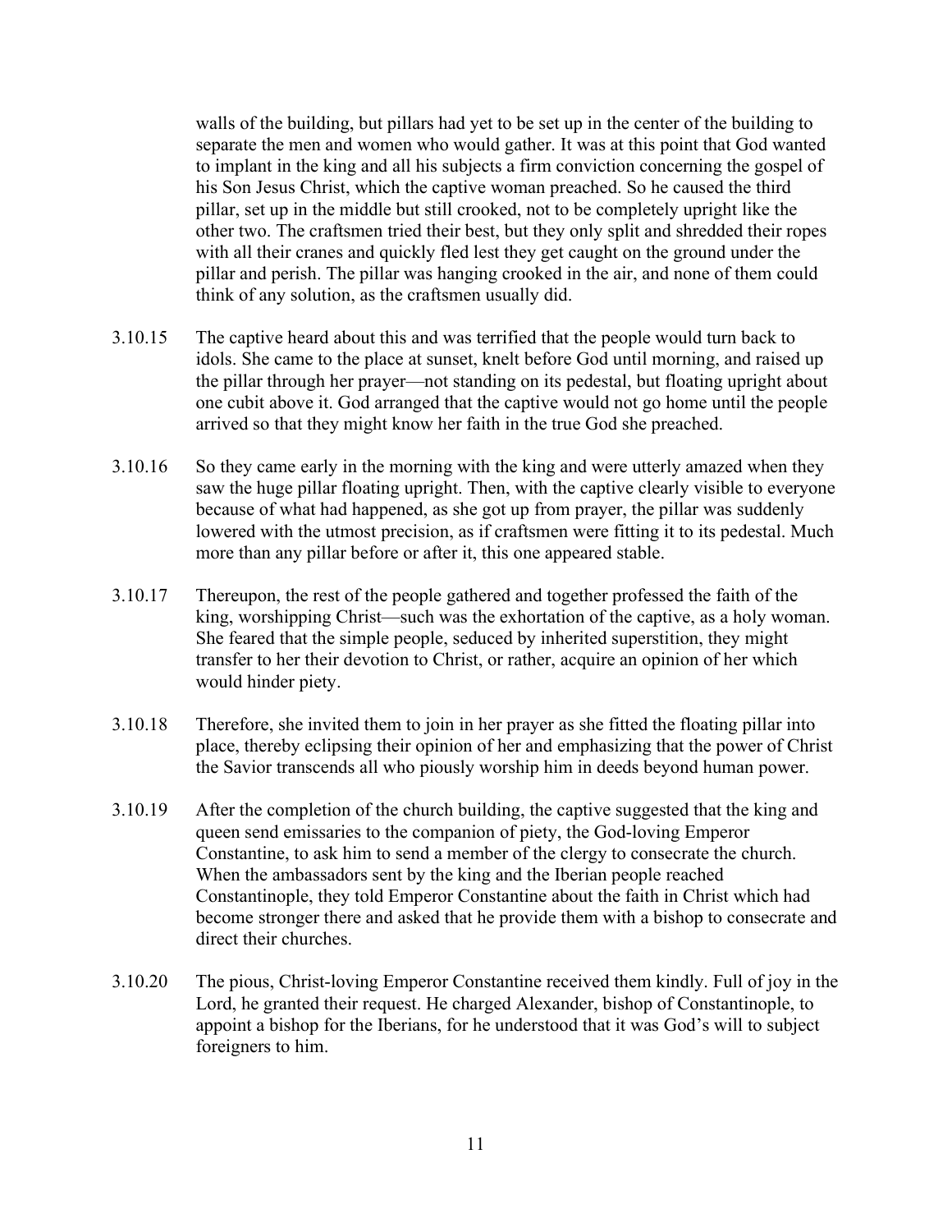walls of the building, but pillars had yet to be set up in the center of the building to separate the men and women who would gather. It was at this point that God wanted to implant in the king and all his subjects a firm conviction concerning the gospel of his Son Jesus Christ, which the captive woman preached. So he caused the third pillar, set up in the middle but still crooked, not to be completely upright like the other two. The craftsmen tried their best, but they only split and shredded their ropes with all their cranes and quickly fled lest they get caught on the ground under the pillar and perish. The pillar was hanging crooked in the air, and none of them could think of any solution, as the craftsmen usually did.

3.10.15 The captive heard about this and was terrified that the people would turn back to idols. She came to the place at sunset, knelt before God until morning, and raised up the pillar through her prayer—not standing on its pedestal, but floating upright about one cubit above it. God arranged that the captive would not go home until the people arrived so that they might know her faith in the true God she preached.

3.10.16 So they came early in the morning with the king and were utterly amazed when they saw the huge pillar floating upright. Then, with the captive clearly visible to everyone because of what had happened, as she got up from prayer, the pillar was suddenly lowered with the utmost precision, as if craftsmen were fitting it to its pedestal. Much more than any pillar before or after it, this one appeared stable.

3.10.17 Thereupon, the rest of the people gathered and together professed the faith of the king, worshipping Christ—such was the exhortation of the captive, as a holy woman. She feared that the simple people, seduced by inherited superstition, they might transfer to her their devotion to Christ, or rather, acquire an opinion of her which would hinder piety.

3.10.18 Therefore, she invited them to join in her prayer as she fitted the floating pillar into place, thereby eclipsing their opinion of her and emphasizing that the power of Christ the Savior transcends all who piously worship him in deeds beyond human power.

3.10.19 After the completion of the church building, the captive suggested that the king and queen send emissaries to the companion of piety, the God-loving Emperor Constantine, to ask him to send a member of the clergy to consecrate the church. When the ambassadors sent by the king and the Iberian people reached Constantinople, they told Emperor Constantine about the faith in Christ which had become stronger there and asked that he provide them with a bishop to consecrate and direct their churches.

3.10.20 The pious, Christ-loving Emperor Constantine received them kindly. Full of joy in the Lord, he granted their request. He charged Alexander, bishop of Constantinople, to appoint a bishop for the Iberians, for he understood that it was God's will to subject foreigners to him.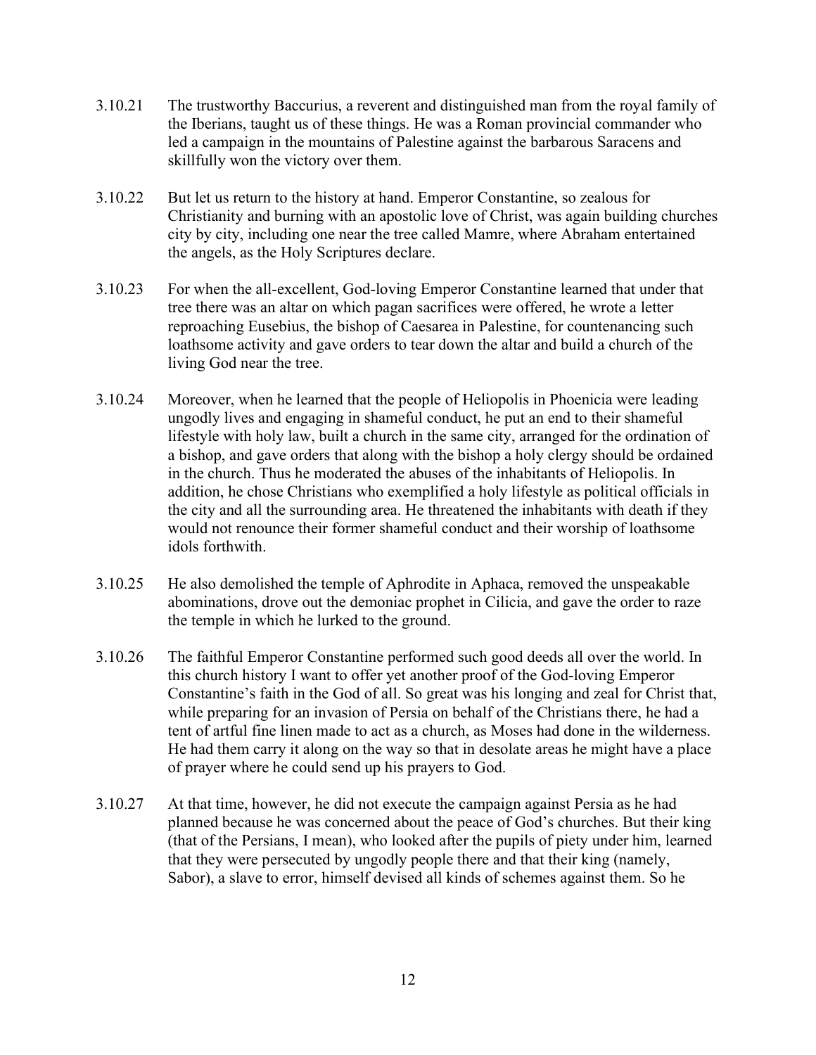3.10.21 The trustworthy Baccurius, a reverent and distinguished man from the royal family of the Iberians, taught us of these things. He was a Roman provincial commander who led a campaign in the mountains of Palestine against the barbarous Saracens and skillfully won the victory over them.

3.10.22 But let us return to the history at hand. Emperor Constantine, so zealous for Christianity and burning with an apostolic love of Christ, was again building churches city by city, including one near the tree called Mamre, where Abraham entertained the angels, as the Holy Scriptures declare.

3.10.23 For when the all-excellent, God-loving Emperor Constantine learned that under that tree there was an altar on which pagan sacrifices were offered, he wrote a letter reproaching Eusebius, the bishop of Caesarea in Palestine, for countenancing such loathsome activity and gave orders to tear down the altar and build a church of the living God near the tree.

3.10.24 Moreover, when he learned that the people of Heliopolis in Phoenicia were leading ungodly lives and engaging in shameful conduct, he put an end to their shameful lifestyle with holy law, built a church in the same city, arranged for the ordination of a bishop, and gave orders that along with the bishop a holy clergy should be ordained in the church. Thus he moderated the abuses of the inhabitants of Heliopolis. In addition, he chose Christians who exemplified a holy lifestyle as political officials in the city and all the surrounding area. He threatened the inhabitants with death if they would not renounce their former shameful conduct and their worship of loathsome idols forthwith.

3.10.25 He also demolished the temple of Aphrodite in Aphaca, removed the unspeakable abominations, drove out the demoniac prophet in Cilicia, and gave the order to raze the temple in which he lurked to the ground.

3.10.26 The faithful Emperor Constantine performed such good deeds all over the world. In this church history I want to offer yet another proof of the God-loving Emperor Constantine's faith in the God of all. So great was his longing and zeal for Christ that, while preparing for an invasion of Persia on behalf of the Christians there, he had a tent of artful fine linen made to act as a church, as Moses had done in the wilderness. He had them carry it along on the way so that in desolate areas he might have a place of prayer where he could send up his prayers to God.

3.10.27 At that time, however, he did not execute the campaign against Persia as he had planned because he was concerned about the peace of God's churches. But their king (that of the Persians, I mean), who looked after the pupils of piety under him, learned that they were persecuted by ungodly people there and that their king (namely, Sabor), a slave to error, himself devised all kinds of schemes against them. So he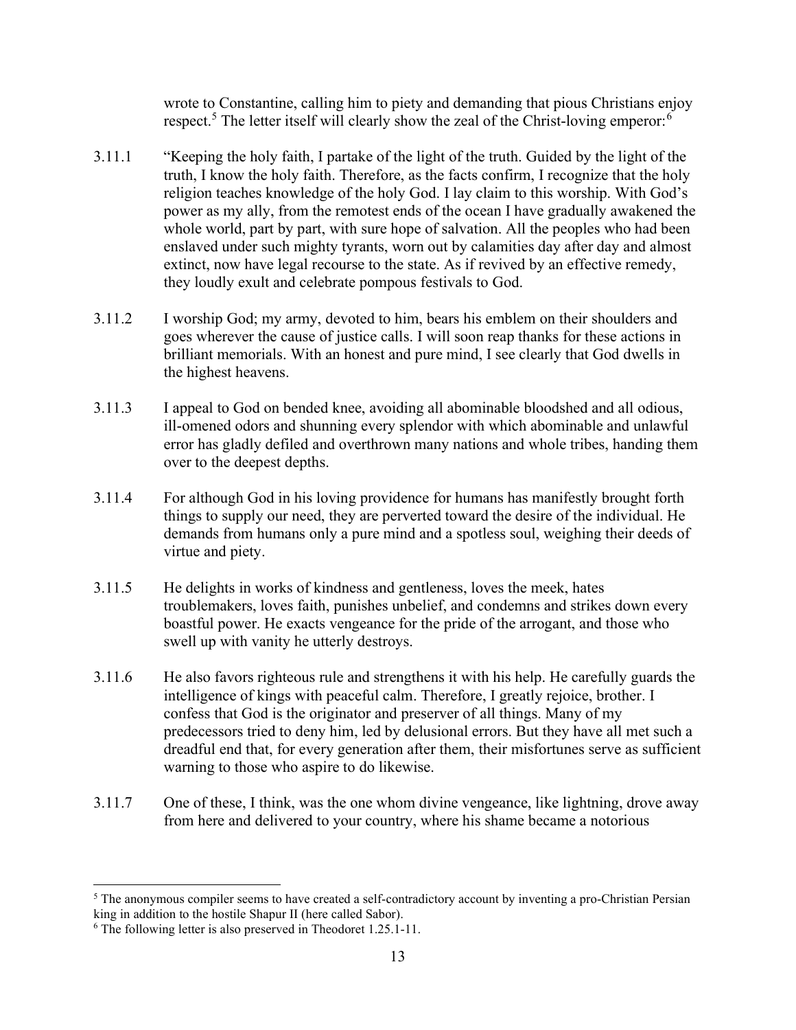wrote to Constantine, calling him to piety and demanding that pious Christians enjoy respect.[5] The letter itself will clearly show the zeal of the Christ-loving emperor:[6]

3.11.1 "Keeping the holy faith, I partake of the light of the truth. Guided by the light of the truth, I know the holy faith. Therefore, as the facts confirm, I recognize that the holy religion teaches knowledge of the holy God. I lay claim to this worship. With God's power as my ally, from the remotest ends of the ocean I have gradually awakened the whole world, part by part, with sure hope of salvation. All the peoples who had been enslaved under such mighty tyrants, worn out by calamities day after day and almost extinct, now have legal recourse to the state. As if revived by an effective remedy, they loudly exult and celebrate pompous festivals to God.

3.11.2 I worship God; my army, devoted to him, bears his emblem on their shoulders and goes wherever the cause of justice calls. I will soon reap thanks for these actions in brilliant memorials. With an honest and pure mind, I see clearly that God dwells in the highest heavens.

3.11.3 I appeal to God on bended knee, avoiding all abominable bloodshed and all odious, ill-omened odors and shunning every splendor with which abominable and unlawful error has gladly defiled and overthrown many nations and whole tribes, handing them over to the deepest depths.

3.11.4 For although God in his loving providence for humans has manifestly brought forth things to supply our need, they are perverted toward the desire of the individual. He demands from humans only a pure mind and a spotless soul, weighing their deeds of virtue and piety.

3.11.5 He delights in works of kindness and gentleness, loves the meek, hates troublemakers, loves faith, punishes unbelief, and condemns and strikes down every boastful power. He exacts vengeance for the pride of the arrogant, and those who swell up with vanity he utterly destroys.

3.11.6 He also favors righteous rule and strengthens it with his help. He carefully guards the intelligence of kings with peaceful calm. Therefore, I greatly rejoice, brother. I confess that God is the originator and preserver of all things. Many of my predecessors tried to deny him, led by delusional errors. But they have all met such a dreadful end that, for every generation after them, their misfortunes serve as sufficient warning to those who aspire to do likewise.

3.11.7 One of these, I think, was the one whom divine vengeance, like lightning, drove away from here and delivered to your country, where his shame became a notorious

---

[5] The anonymous compiler seems to have created a self-contradictory account by inventing a pro-Christian Persian king in addition to the hostile Shapur II (here called Sabor).

[6] The following letter is also preserved in Theodoret 1.25.1-11.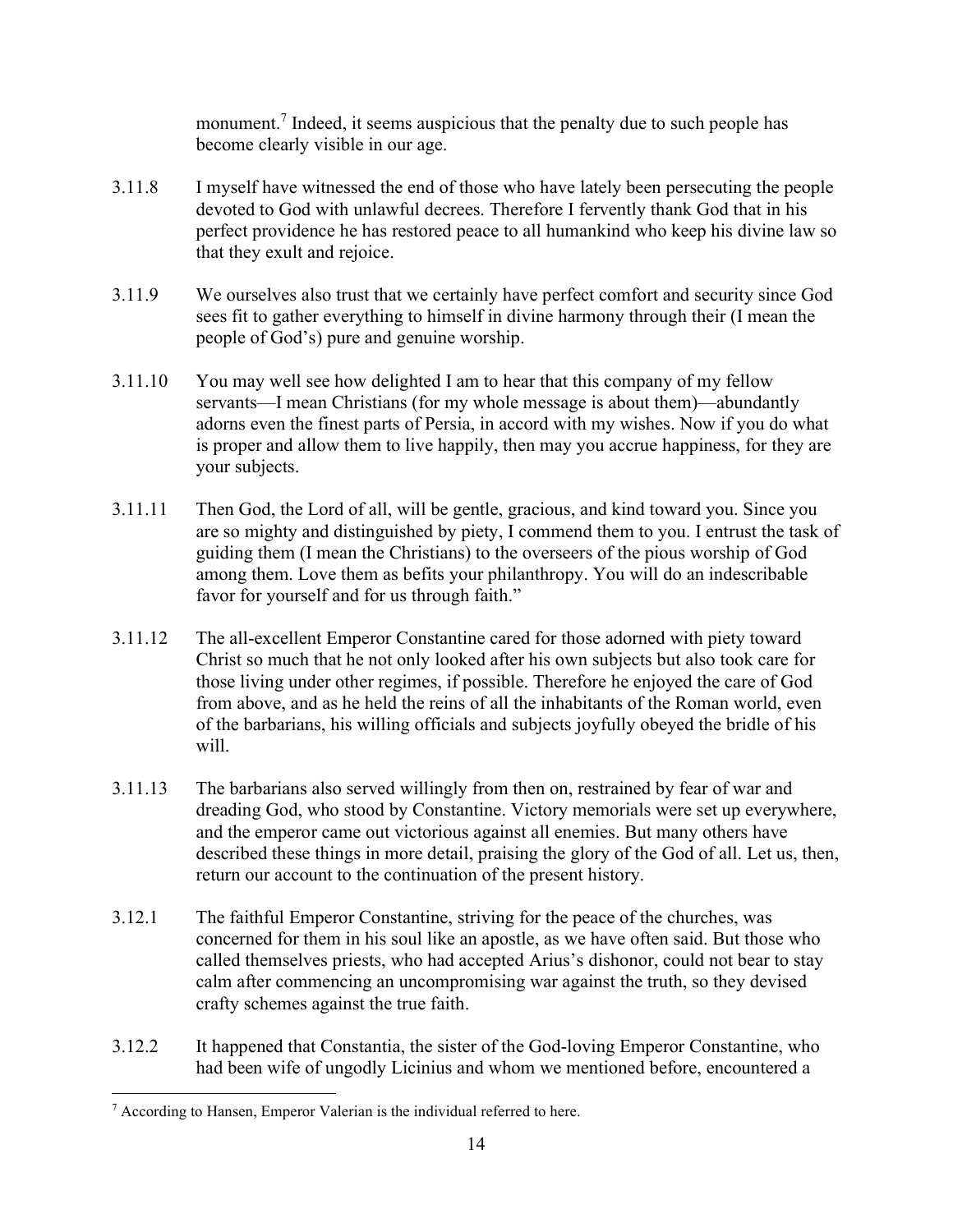monument.[7] Indeed, it seems auspicious that the penalty due to such people has become clearly visible in our age.

3.11.8 I myself have witnessed the end of those who have lately been persecuting the people devoted to God with unlawful decrees. Therefore I fervently thank God that in his perfect providence he has restored peace to all humankind who keep his divine law so that they exult and rejoice.

3.11.9 We ourselves also trust that we certainly have perfect comfort and security since God sees fit to gather everything to himself in divine harmony through their (I mean the people of God's) pure and genuine worship.

3.11.10 You may well see how delighted I am to hear that this company of my fellow servants—I mean Christians (for my whole message is about them)—abundantly adorns even the finest parts of Persia, in accord with my wishes. Now if you do what is proper and allow them to live happily, then may you accrue happiness, for they are your subjects.

3.11.11 Then God, the Lord of all, will be gentle, gracious, and kind toward you. Since you are so mighty and distinguished by piety, I commend them to you. I entrust the task of guiding them (I mean the Christians) to the overseers of the pious worship of God among them. Love them as befits your philanthropy. You will do an indescribable favor for yourself and for us through faith."

3.11.12 The all-excellent Emperor Constantine cared for those adorned with piety toward Christ so much that he not only looked after his own subjects but also took care for those living under other regimes, if possible. Therefore he enjoyed the care of God from above, and as he held the reins of all the inhabitants of the Roman world, even of the barbarians, his willing officials and subjects joyfully obeyed the bridle of his will.

3.11.13 The barbarians also served willingly from then on, restrained by fear of war and dreading God, who stood by Constantine. Victory memorials were set up everywhere, and the emperor came out victorious against all enemies. But many others have described these things in more detail, praising the glory of the God of all. Let us, then, return our account to the continuation of the present history.

3.12.1 The faithful Emperor Constantine, striving for the peace of the churches, was concerned for them in his soul like an apostle, as we have often said. But those who called themselves priests, who had accepted Arius's dishonor, could not bear to stay calm after commencing an uncompromising war against the truth, so they devised crafty schemes against the true faith.

3.12.2 It happened that Constantia, the sister of the God-loving Emperor Constantine, who had been wife of ungodly Licinius and whom we mentioned before, encountered a

[7] According to Hansen, Emperor Valerian is the individual referred to here.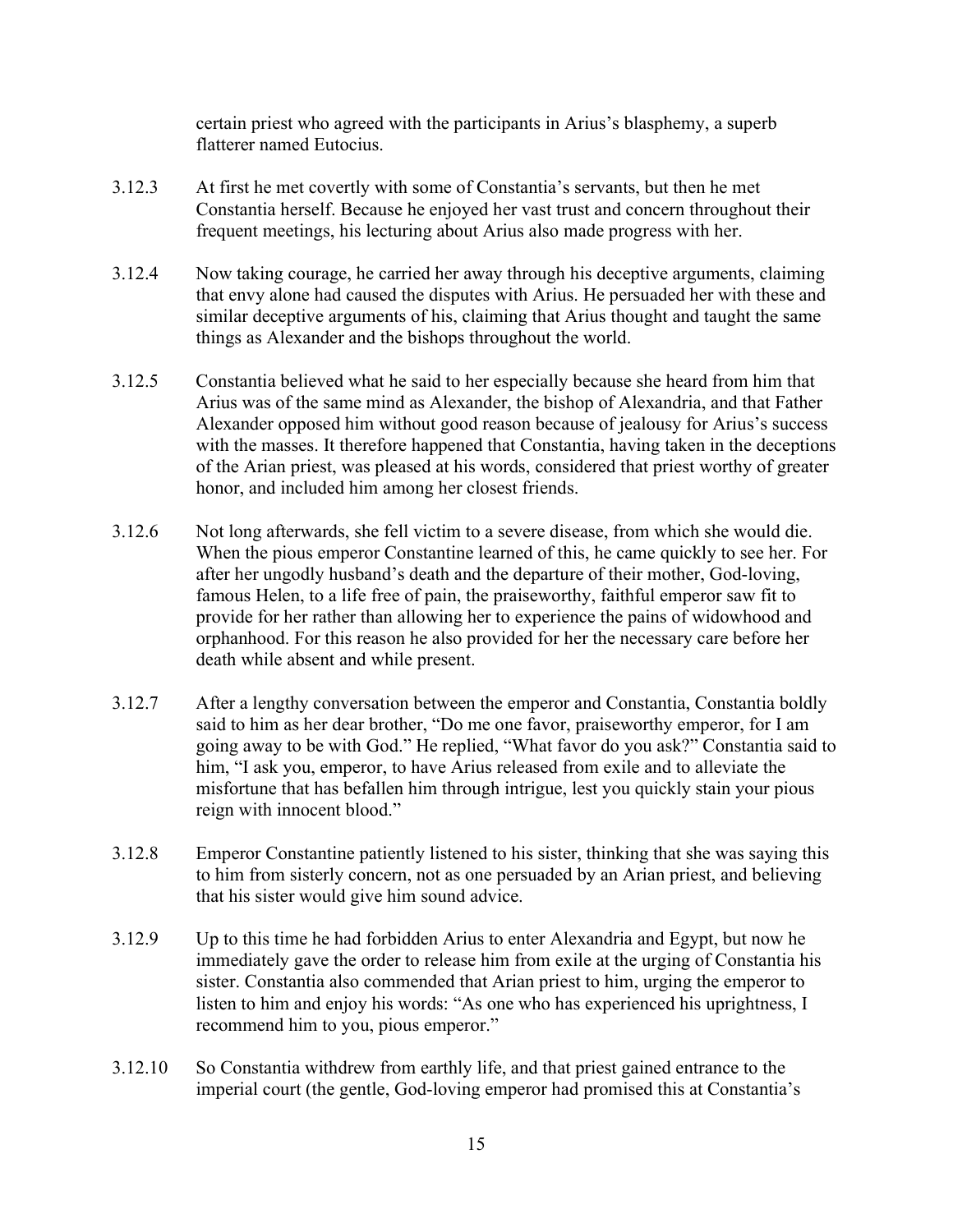certain priest who agreed with the participants in Arius's blasphemy, a superb flatterer named Eutocius.

3.12.3 At first he met covertly with some of Constantia's servants, but then he met Constantia herself. Because he enjoyed her vast trust and concern throughout their frequent meetings, his lecturing about Arius also made progress with her.

3.12.4 Now taking courage, he carried her away through his deceptive arguments, claiming that envy alone had caused the disputes with Arius. He persuaded her with these and similar deceptive arguments of his, claiming that Arius thought and taught the same things as Alexander and the bishops throughout the world.

3.12.5 Constantia believed what he said to her especially because she heard from him that Arius was of the same mind as Alexander, the bishop of Alexandria, and that Father Alexander opposed him without good reason because of jealousy for Arius's success with the masses. It therefore happened that Constantia, having taken in the deceptions of the Arian priest, was pleased at his words, considered that priest worthy of greater honor, and included him among her closest friends.

3.12.6 Not long afterwards, she fell victim to a severe disease, from which she would die. When the pious emperor Constantine learned of this, he came quickly to see her. For after her ungodly husband's death and the departure of their mother, God-loving, famous Helen, to a life free of pain, the praiseworthy, faithful emperor saw fit to provide for her rather than allowing her to experience the pains of widowhood and orphanhood. For this reason he also provided for her the necessary care before her death while absent and while present.

3.12.7 After a lengthy conversation between the emperor and Constantia, Constantia boldly said to him as her dear brother, "Do me one favor, praiseworthy emperor, for I am going away to be with God." He replied, "What favor do you ask?" Constantia said to him, "I ask you, emperor, to have Arius released from exile and to alleviate the misfortune that has befallen him through intrigue, lest you quickly stain your pious reign with innocent blood."

3.12.8 Emperor Constantine patiently listened to his sister, thinking that she was saying this to him from sisterly concern, not as one persuaded by an Arian priest, and believing that his sister would give him sound advice.

3.12.9 Up to this time he had forbidden Arius to enter Alexandria and Egypt, but now he immediately gave the order to release him from exile at the urging of Constantia his sister. Constantia also commended that Arian priest to him, urging the emperor to listen to him and enjoy his words: "As one who has experienced his uprightness, I recommend him to you, pious emperor."

3.12.10 So Constantia withdrew from earthly life, and that priest gained entrance to the imperial court (the gentle, God-loving emperor had promised this at Constantia's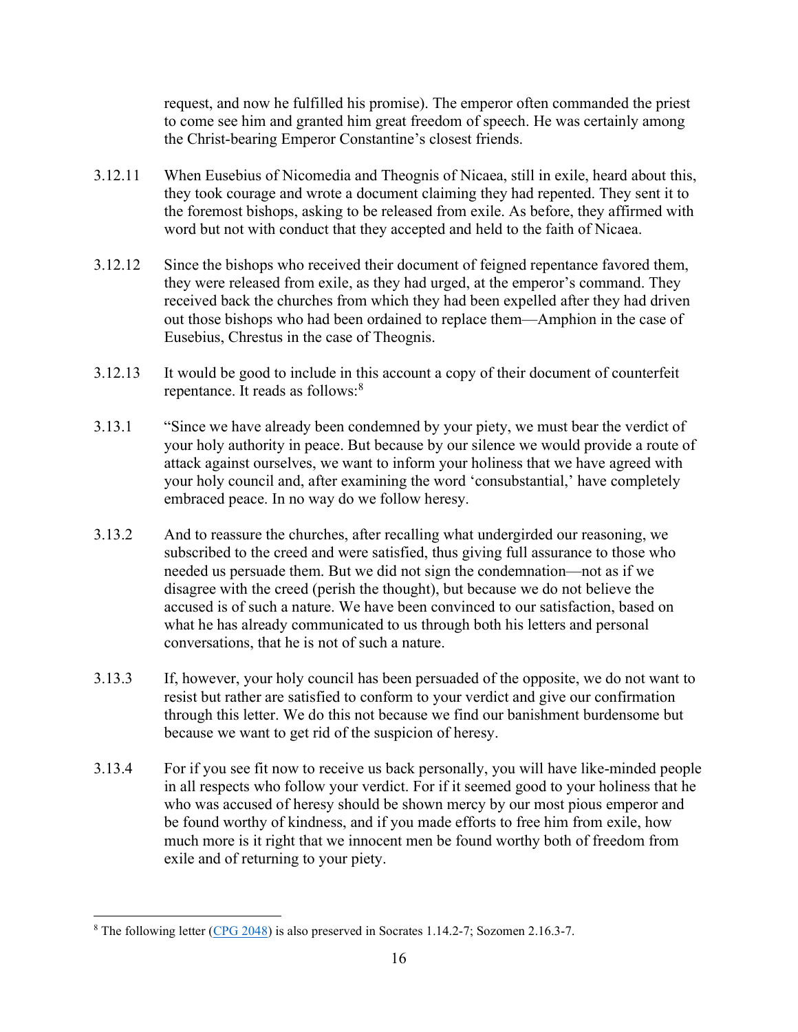request, and now he fulfilled his promise). The emperor often commanded the priest to come see him and granted him great freedom of speech. He was certainly among the Christ-bearing Emperor Constantine's closest friends.

3.12.11 When Eusebius of Nicomedia and Theognis of Nicaea, still in exile, heard about this, they took courage and wrote a document claiming they had repented. They sent it to the foremost bishops, asking to be released from exile. As before, they affirmed with word but not with conduct that they accepted and held to the faith of Nicaea.

3.12.12 Since the bishops who received their document of feigned repentance favored them, they were released from exile, as they had urged, at the emperor's command. They received back the churches from which they had been expelled after they had driven out those bishops who had been ordained to replace them—Amphion in the case of Eusebius, Chrestus in the case of Theognis.

3.12.13 It would be good to include in this account a copy of their document of counterfeit repentance. It reads as follows:[8]

3.13.1 "Since we have already been condemned by your piety, we must bear the verdict of your holy authority in peace. But because by our silence we would provide a route of attack against ourselves, we want to inform your holiness that we have agreed with your holy council and, after examining the word 'consubstantial,' have completely embraced peace. In no way do we follow heresy.

3.13.2 And to reassure the churches, after recalling what undergirded our reasoning, we subscribed to the creed and were satisfied, thus giving full assurance to those who needed us persuade them. But we did not sign the condemnation—not as if we disagree with the creed (perish the thought), but because we do not believe the accused is of such a nature. We have been convinced to our satisfaction, based on what he has already communicated to us through both his letters and personal conversations, that he is not of such a nature.

3.13.3 If, however, your holy council has been persuaded of the opposite, we do not want to resist but rather are satisfied to conform to your verdict and give our confirmation through this letter. We do this not because we find our banishment burdensome but because we want to get rid of the suspicion of heresy.

3.13.4 For if you see fit now to receive us back personally, you will have like-minded people in all respects who follow your verdict. For if it seemed good to your holiness that he who was accused of heresy should be shown mercy by our most pious emperor and be found worthy of kindness, and if you made efforts to free him from exile, how much more is it right that we innocent men be found worthy both of freedom from exile and of returning to your piety.

---

[8] The following letter (CPG 2048) is also preserved in Socrates 1.14.2-7; Sozomen 2.16.3-7.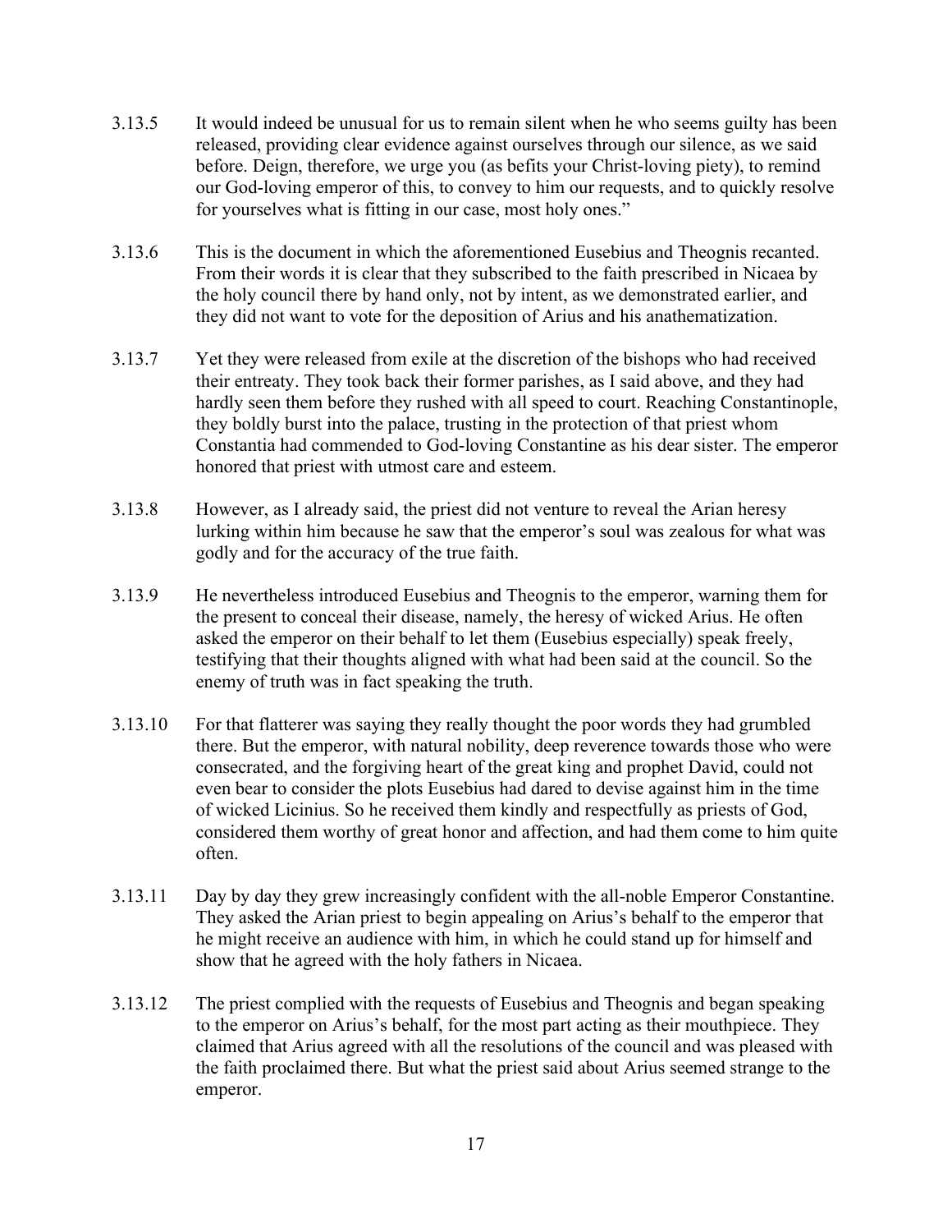3.13.5 It would indeed be unusual for us to remain silent when he who seems guilty has been released, providing clear evidence against ourselves through our silence, as we said before. Deign, therefore, we urge you (as befits your Christ-loving piety), to remind our God-loving emperor of this, to convey to him our requests, and to quickly resolve for yourselves what is fitting in our case, most holy ones."

3.13.6 This is the document in which the aforementioned Eusebius and Theognis recanted. From their words it is clear that they subscribed to the faith prescribed in Nicaea by the holy council there by hand only, not by intent, as we demonstrated earlier, and they did not want to vote for the deposition of Arius and his anathematization.

3.13.7 Yet they were released from exile at the discretion of the bishops who had received their entreaty. They took back their former parishes, as I said above, and they had hardly seen them before they rushed with all speed to court. Reaching Constantinople, they boldly burst into the palace, trusting in the protection of that priest whom Constantia had commended to God-loving Constantine as his dear sister. The emperor honored that priest with utmost care and esteem.

3.13.8 However, as I already said, the priest did not venture to reveal the Arian heresy lurking within him because he saw that the emperor's soul was zealous for what was godly and for the accuracy of the true faith.

3.13.9 He nevertheless introduced Eusebius and Theognis to the emperor, warning them for the present to conceal their disease, namely, the heresy of wicked Arius. He often asked the emperor on their behalf to let them (Eusebius especially) speak freely, testifying that their thoughts aligned with what had been said at the council. So the enemy of truth was in fact speaking the truth.

3.13.10 For that flatterer was saying they really thought the poor words they had grumbled there. But the emperor, with natural nobility, deep reverence towards those who were consecrated, and the forgiving heart of the great king and prophet David, could not even bear to consider the plots Eusebius had dared to devise against him in the time of wicked Licinius. So he received them kindly and respectfully as priests of God, considered them worthy of great honor and affection, and had them come to him quite often.

3.13.11 Day by day they grew increasingly confident with the all-noble Emperor Constantine. They asked the Arian priest to begin appealing on Arius's behalf to the emperor that he might receive an audience with him, in which he could stand up for himself and show that he agreed with the holy fathers in Nicaea.

3.13.12 The priest complied with the requests of Eusebius and Theognis and began speaking to the emperor on Arius's behalf, for the most part acting as their mouthpiece. They claimed that Arius agreed with all the resolutions of the council and was pleased with the faith proclaimed there. But what the priest said about Arius seemed strange to the emperor.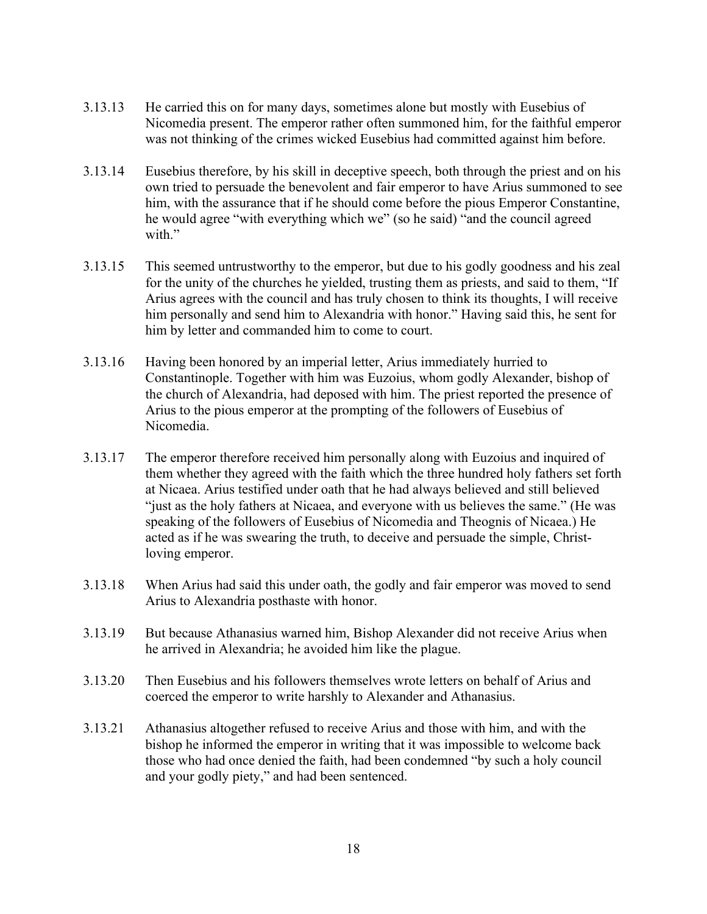3.13.13 He carried this on for many days, sometimes alone but mostly with Eusebius of Nicomedia present. The emperor rather often summoned him, for the faithful emperor was not thinking of the crimes wicked Eusebius had committed against him before.

3.13.14 Eusebius therefore, by his skill in deceptive speech, both through the priest and on his own tried to persuade the benevolent and fair emperor to have Arius summoned to see him, with the assurance that if he should come before the pious Emperor Constantine, he would agree "with everything which we" (so he said) "and the council agreed with."

3.13.15 This seemed untrustworthy to the emperor, but due to his godly goodness and his zeal for the unity of the churches he yielded, trusting them as priests, and said to them, "If Arius agrees with the council and has truly chosen to think its thoughts, I will receive him personally and send him to Alexandria with honor." Having said this, he sent for him by letter and commanded him to come to court.

3.13.16 Having been honored by an imperial letter, Arius immediately hurried to Constantinople. Together with him was Euzoius, whom godly Alexander, bishop of the church of Alexandria, had deposed with him. The priest reported the presence of Arius to the pious emperor at the prompting of the followers of Eusebius of Nicomedia.

3.13.17 The emperor therefore received him personally along with Euzoius and inquired of them whether they agreed with the faith which the three hundred holy fathers set forth at Nicaea. Arius testified under oath that he had always believed and still believed "just as the holy fathers at Nicaea, and everyone with us believes the same." (He was speaking of the followers of Eusebius of Nicomedia and Theognis of Nicaea.) He acted as if he was swearing the truth, to deceive and persuade the simple, Christ-loving emperor.

3.13.18 When Arius had said this under oath, the godly and fair emperor was moved to send Arius to Alexandria posthaste with honor.

3.13.19 But because Athanasius warned him, Bishop Alexander did not receive Arius when he arrived in Alexandria; he avoided him like the plague.

3.13.20 Then Eusebius and his followers themselves wrote letters on behalf of Arius and coerced the emperor to write harshly to Alexander and Athanasius.

3.13.21 Athanasius altogether refused to receive Arius and those with him, and with the bishop he informed the emperor in writing that it was impossible to welcome back those who had once denied the faith, had been condemned "by such a holy council and your godly piety," and had been sentenced.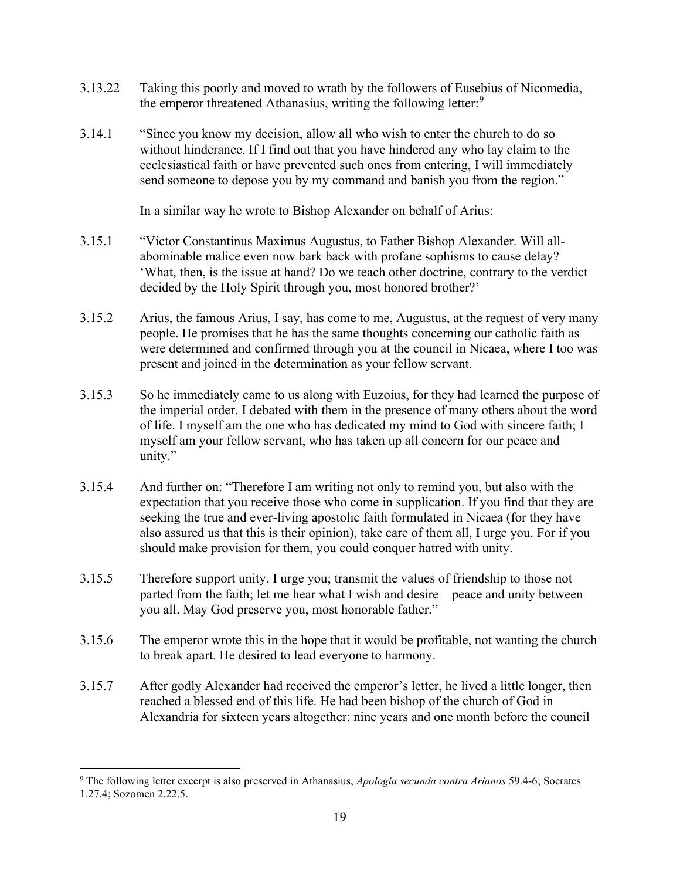3.13.22 Taking this poorly and moved to wrath by the followers of Eusebius of Nicomedia, the emperor threatened Athanasius, writing the following letter:[9]

3.14.1 "Since you know my decision, allow all who wish to enter the church to do so without hinderance. If I find out that you have hindered any who lay claim to the ecclesiastical faith or have prevented such ones from entering, I will immediately send someone to depose you by my command and banish you from the region."

In a similar way he wrote to Bishop Alexander on behalf of Arius:

3.15.1 "Victor Constantinus Maximus Augustus, to Father Bishop Alexander. Will all-abominable malice even now bark back with profane sophisms to cause delay? 'What, then, is the issue at hand? Do we teach other doctrine, contrary to the verdict decided by the Holy Spirit through you, most honored brother?'

3.15.2 Arius, the famous Arius, I say, has come to me, Augustus, at the request of very many people. He promises that he has the same thoughts concerning our catholic faith as were determined and confirmed through you at the council in Nicaea, where I too was present and joined in the determination as your fellow servant.

3.15.3 So he immediately came to us along with Euzoius, for they had learned the purpose of the imperial order. I debated with them in the presence of many others about the word of life. I myself am the one who has dedicated my mind to God with sincere faith; I myself am your fellow servant, who has taken up all concern for our peace and unity."

3.15.4 And further on: "Therefore I am writing not only to remind you, but also with the expectation that you receive those who come in supplication. If you find that they are seeking the true and ever-living apostolic faith formulated in Nicaea (for they have also assured us that this is their opinion), take care of them all, I urge you. For if you should make provision for them, you could conquer hatred with unity.

3.15.5 Therefore support unity, I urge you; transmit the values of friendship to those not parted from the faith; let me hear what I wish and desire—peace and unity between you all. May God preserve you, most honorable father."

3.15.6 The emperor wrote this in the hope that it would be profitable, not wanting the church to break apart. He desired to lead everyone to harmony.

3.15.7 After godly Alexander had received the emperor's letter, he lived a little longer, then reached a blessed end of this life. He had been bishop of the church of God in Alexandria for sixteen years altogether: nine years and one month before the council

[9] The following letter excerpt is also preserved in Athanasius, *Apologia secunda contra Arianos* 59.4-6; Socrates 1.27.4; Sozomen 2.22.5.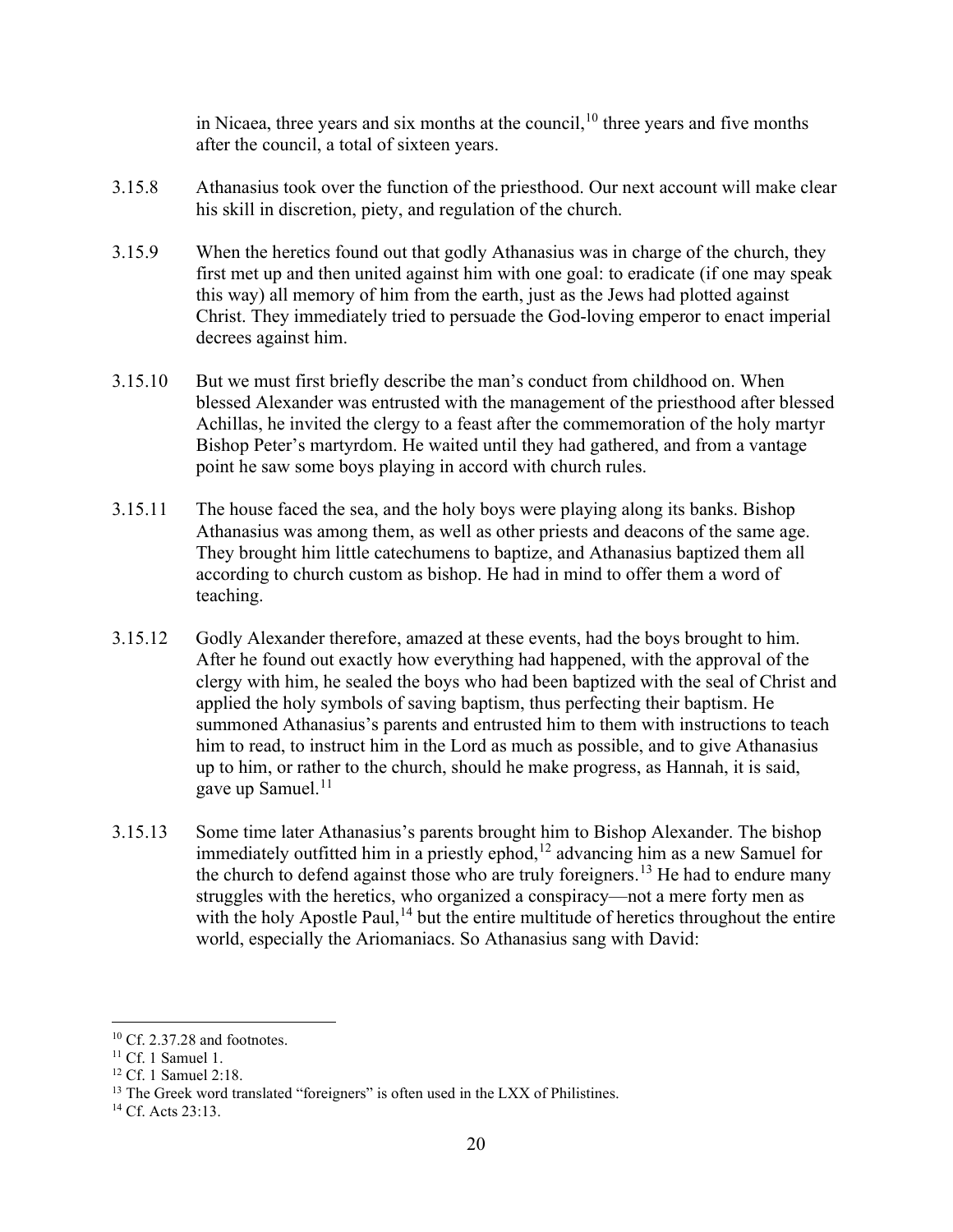in Nicaea, three years and six months at the council,[10] three years and five months after the council, a total of sixteen years.

3.15.8 Athanasius took over the function of the priesthood. Our next account will make clear his skill in discretion, piety, and regulation of the church.

3.15.9 When the heretics found out that godly Athanasius was in charge of the church, they first met up and then united against him with one goal: to eradicate (if one may speak this way) all memory of him from the earth, just as the Jews had plotted against Christ. They immediately tried to persuade the God-loving emperor to enact imperial decrees against him.

3.15.10 But we must first briefly describe the man's conduct from childhood on. When blessed Alexander was entrusted with the management of the priesthood after blessed Achillas, he invited the clergy to a feast after the commemoration of the holy martyr Bishop Peter's martyrdom. He waited until they had gathered, and from a vantage point he saw some boys playing in accord with church rules.

3.15.11 The house faced the sea, and the holy boys were playing along its banks. Bishop Athanasius was among them, as well as other priests and deacons of the same age. They brought him little catechumens to baptize, and Athanasius baptized them all according to church custom as bishop. He had in mind to offer them a word of teaching.

3.15.12 Godly Alexander therefore, amazed at these events, had the boys brought to him. After he found out exactly how everything had happened, with the approval of the clergy with him, he sealed the boys who had been baptized with the seal of Christ and applied the holy symbols of saving baptism, thus perfecting their baptism. He summoned Athanasius's parents and entrusted him to them with instructions to teach him to read, to instruct him in the Lord as much as possible, and to give Athanasius up to him, or rather to the church, should he make progress, as Hannah, it is said, gave up Samuel.[11]

3.15.13 Some time later Athanasius's parents brought him to Bishop Alexander. The bishop immediately outfitted him in a priestly ephod,[12] advancing him as a new Samuel for the church to defend against those who are truly foreigners.[13] He had to endure many struggles with the heretics, who organized a conspiracy—not a mere forty men as with the holy Apostle Paul,[14] but the entire multitude of heretics throughout the entire world, especially the Ariomaniacs. So Athanasius sang with David:

---

[10] Cf. 2.37.28 and footnotes.

[11] Cf. 1 Samuel 1.

[12] Cf. 1 Samuel 2:18.

[13] The Greek word translated "foreigners" is often used in the LXX of Philistines.

[14] Cf. Acts 23:13.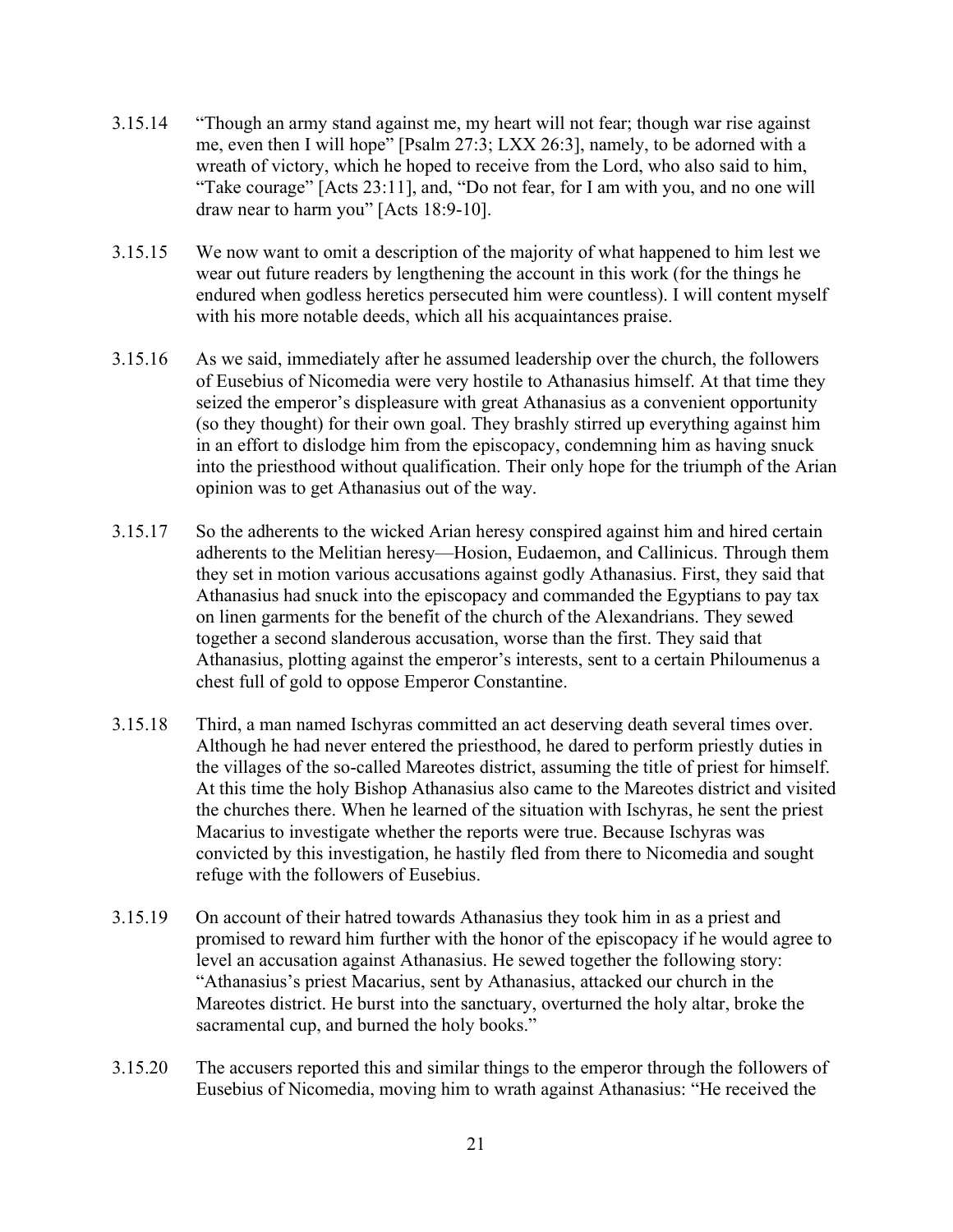3.15.14 "Though an army stand against me, my heart will not fear; though war rise against me, even then I will hope" [Psalm 27:3; LXX 26:3], namely, to be adorned with a wreath of victory, which he hoped to receive from the Lord, who also said to him, "Take courage" [Acts 23:11], and, "Do not fear, for I am with you, and no one will draw near to harm you" [Acts 18:9-10].

3.15.15 We now want to omit a description of the majority of what happened to him lest we wear out future readers by lengthening the account in this work (for the things he endured when godless heretics persecuted him were countless). I will content myself with his more notable deeds, which all his acquaintances praise.

3.15.16 As we said, immediately after he assumed leadership over the church, the followers of Eusebius of Nicomedia were very hostile to Athanasius himself. At that time they seized the emperor's displeasure with great Athanasius as a convenient opportunity (so they thought) for their own goal. They brashly stirred up everything against him in an effort to dislodge him from the episcopacy, condemning him as having snuck into the priesthood without qualification. Their only hope for the triumph of the Arian opinion was to get Athanasius out of the way.

3.15.17 So the adherents to the wicked Arian heresy conspired against him and hired certain adherents to the Melitian heresy—Hosion, Eudaemon, and Callinicus. Through them they set in motion various accusations against godly Athanasius. First, they said that Athanasius had snuck into the episcopacy and commanded the Egyptians to pay tax on linen garments for the benefit of the church of the Alexandrians. They sewed together a second slanderous accusation, worse than the first. They said that Athanasius, plotting against the emperor's interests, sent to a certain Philoumenus a chest full of gold to oppose Emperor Constantine.

3.15.18 Third, a man named Ischyras committed an act deserving death several times over. Although he had never entered the priesthood, he dared to perform priestly duties in the villages of the so-called Mareotes district, assuming the title of priest for himself. At this time the holy Bishop Athanasius also came to the Mareotes district and visited the churches there. When he learned of the situation with Ischyras, he sent the priest Macarius to investigate whether the reports were true. Because Ischyras was convicted by this investigation, he hastily fled from there to Nicomedia and sought refuge with the followers of Eusebius.

3.15.19 On account of their hatred towards Athanasius they took him in as a priest and promised to reward him further with the honor of the episcopacy if he would agree to level an accusation against Athanasius. He sewed together the following story: "Athanasius's priest Macarius, sent by Athanasius, attacked our church in the Mareotes district. He burst into the sanctuary, overturned the holy altar, broke the sacramental cup, and burned the holy books."

3.15.20 The accusers reported this and similar things to the emperor through the followers of Eusebius of Nicomedia, moving him to wrath against Athanasius: "He received the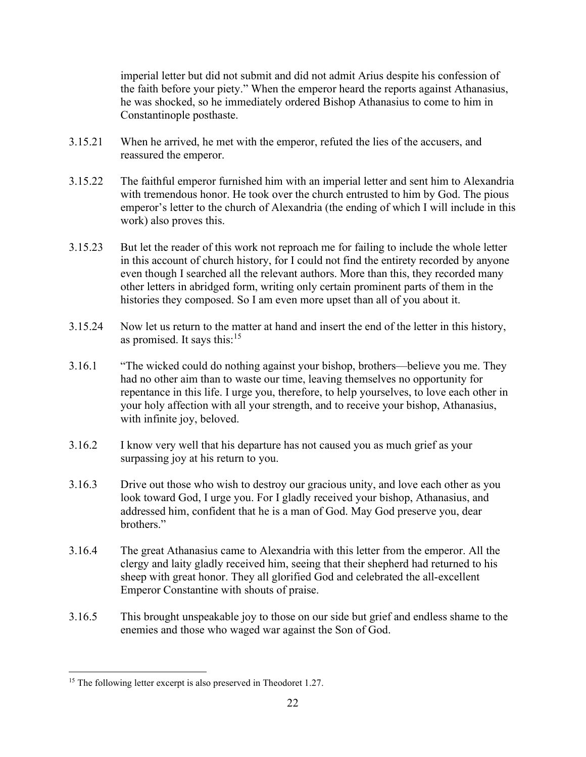imperial letter but did not submit and did not admit Arius despite his confession of the faith before your piety." When the emperor heard the reports against Athanasius, he was shocked, so he immediately ordered Bishop Athanasius to come to him in Constantinople posthaste.

3.15.21 When he arrived, he met with the emperor, refuted the lies of the accusers, and reassured the emperor.

3.15.22 The faithful emperor furnished him with an imperial letter and sent him to Alexandria with tremendous honor. He took over the church entrusted to him by God. The pious emperor's letter to the church of Alexandria (the ending of which I will include in this work) also proves this.

3.15.23 But let the reader of this work not reproach me for failing to include the whole letter in this account of church history, for I could not find the entirety recorded by anyone even though I searched all the relevant authors. More than this, they recorded many other letters in abridged form, writing only certain prominent parts of them in the histories they composed. So I am even more upset than all of you about it.

3.15.24 Now let us return to the matter at hand and insert the end of the letter in this history, as promised. It says this:[15]

3.16.1 "The wicked could do nothing against your bishop, brothers—believe you me. They had no other aim than to waste our time, leaving themselves no opportunity for repentance in this life. I urge you, therefore, to help yourselves, to love each other in your holy affection with all your strength, and to receive your bishop, Athanasius, with infinite joy, beloved.

3.16.2 I know very well that his departure has not caused you as much grief as your surpassing joy at his return to you.

3.16.3 Drive out those who wish to destroy our gracious unity, and love each other as you look toward God, I urge you. For I gladly received your bishop, Athanasius, and addressed him, confident that he is a man of God. May God preserve you, dear brothers."

3.16.4 The great Athanasius came to Alexandria with this letter from the emperor. All the clergy and laity gladly received him, seeing that their shepherd had returned to his sheep with great honor. They all glorified God and celebrated the all-excellent Emperor Constantine with shouts of praise.

3.16.5 This brought unspeakable joy to those on our side but grief and endless shame to the enemies and those who waged war against the Son of God.

[15] The following letter excerpt is also preserved in Theodoret 1.27.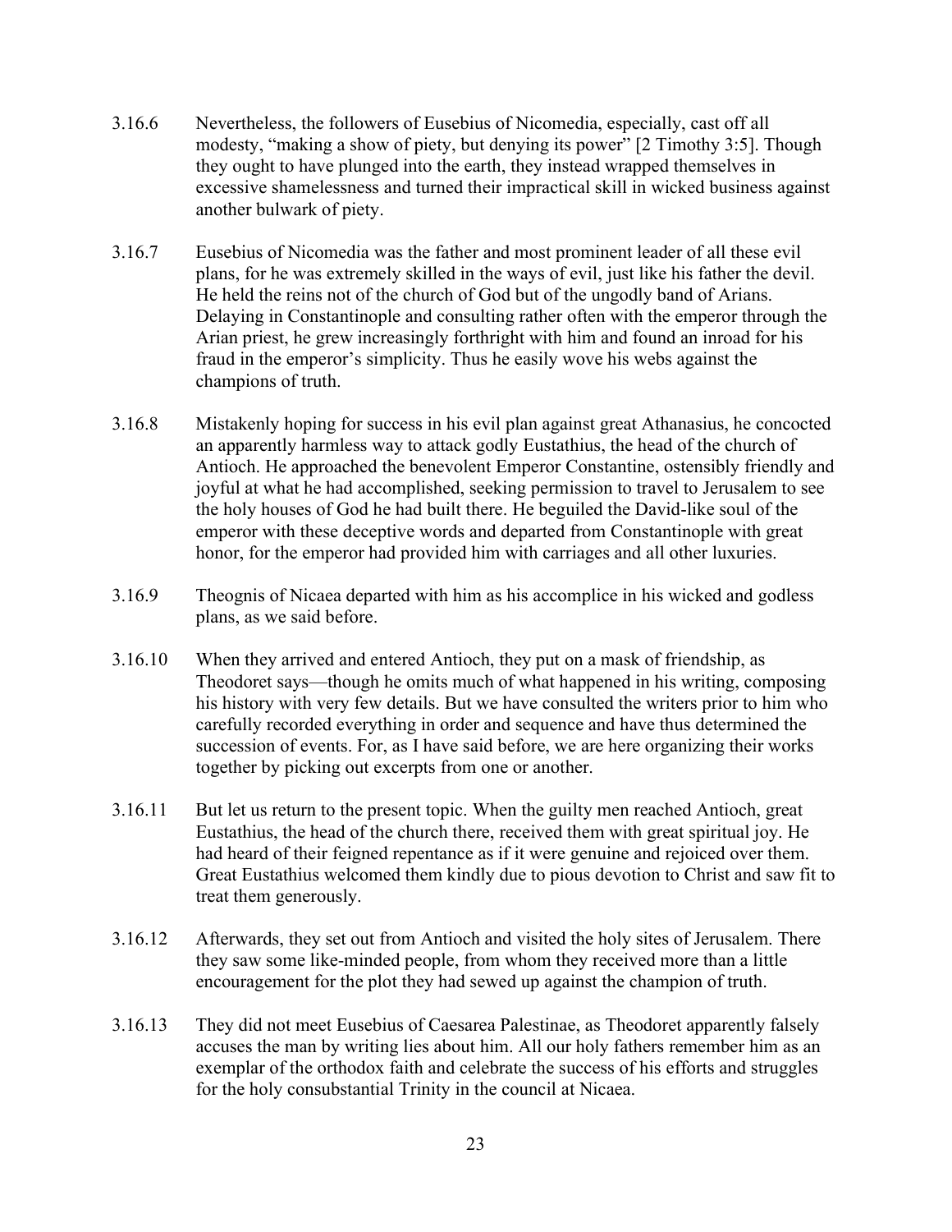3.16.6 Nevertheless, the followers of Eusebius of Nicomedia, especially, cast off all modesty, "making a show of piety, but denying its power" [2 Timothy 3:5]. Though they ought to have plunged into the earth, they instead wrapped themselves in excessive shamelessness and turned their impractical skill in wicked business against another bulwark of piety.

3.16.7 Eusebius of Nicomedia was the father and most prominent leader of all these evil plans, for he was extremely skilled in the ways of evil, just like his father the devil. He held the reins not of the church of God but of the ungodly band of Arians. Delaying in Constantinople and consulting rather often with the emperor through the Arian priest, he grew increasingly forthright with him and found an inroad for his fraud in the emperor's simplicity. Thus he easily wove his webs against the champions of truth.

3.16.8 Mistakenly hoping for success in his evil plan against great Athanasius, he concocted an apparently harmless way to attack godly Eustathius, the head of the church of Antioch. He approached the benevolent Emperor Constantine, ostensibly friendly and joyful at what he had accomplished, seeking permission to travel to Jerusalem to see the holy houses of God he had built there. He beguiled the David-like soul of the emperor with these deceptive words and departed from Constantinople with great honor, for the emperor had provided him with carriages and all other luxuries.

3.16.9 Theognis of Nicaea departed with him as his accomplice in his wicked and godless plans, as we said before.

3.16.10 When they arrived and entered Antioch, they put on a mask of friendship, as Theodoret says—though he omits much of what happened in his writing, composing his history with very few details. But we have consulted the writers prior to him who carefully recorded everything in order and sequence and have thus determined the succession of events. For, as I have said before, we are here organizing their works together by picking out excerpts from one or another.

3.16.11 But let us return to the present topic. When the guilty men reached Antioch, great Eustathius, the head of the church there, received them with great spiritual joy. He had heard of their feigned repentance as if it were genuine and rejoiced over them. Great Eustathius welcomed them kindly due to pious devotion to Christ and saw fit to treat them generously.

3.16.12 Afterwards, they set out from Antioch and visited the holy sites of Jerusalem. There they saw some like-minded people, from whom they received more than a little encouragement for the plot they had sewed up against the champion of truth.

3.16.13 They did not meet Eusebius of Caesarea Palestinae, as Theodoret apparently falsely accuses the man by writing lies about him. All our holy fathers remember him as an exemplar of the orthodox faith and celebrate the success of his efforts and struggles for the holy consubstantial Trinity in the council at Nicaea.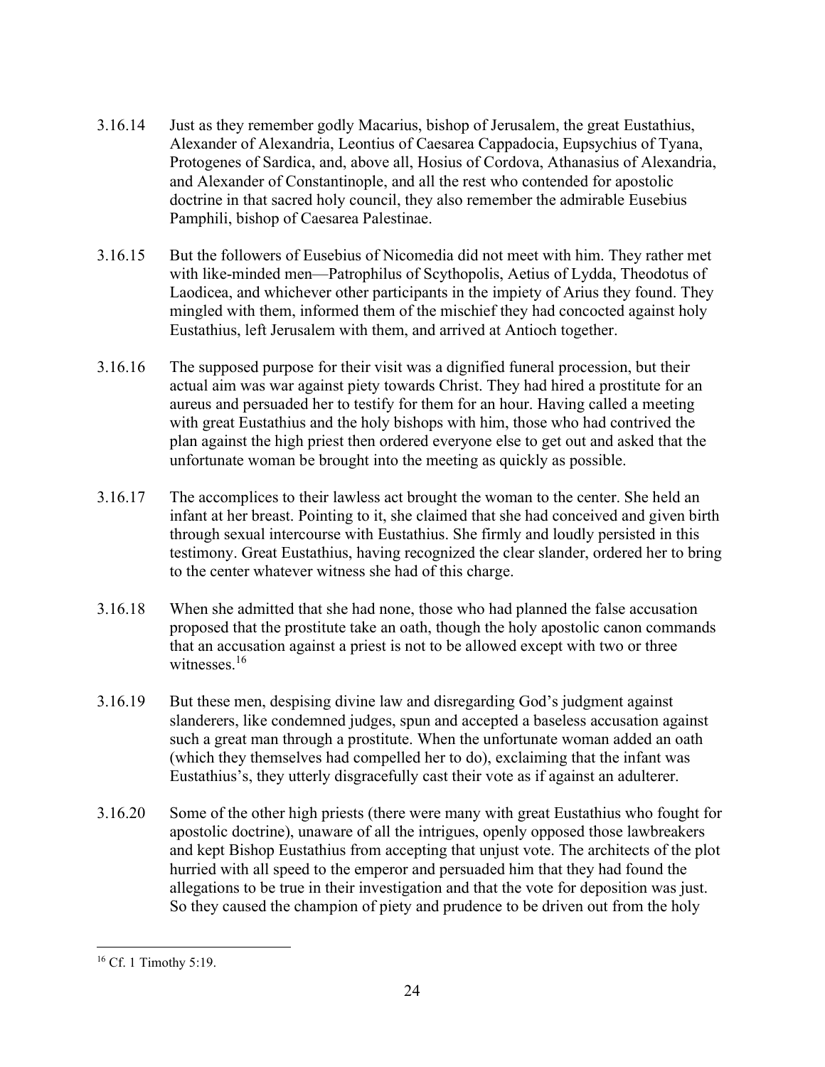3.16.14 Just as they remember godly Macarius, bishop of Jerusalem, the great Eustathius, Alexander of Alexandria, Leontius of Caesarea Cappadocia, Eupsychius of Tyana, Protogenes of Sardica, and, above all, Hosius of Cordova, Athanasius of Alexandria, and Alexander of Constantinople, and all the rest who contended for apostolic doctrine in that sacred holy council, they also remember the admirable Eusebius Pamphili, bishop of Caesarea Palestinae.

3.16.15 But the followers of Eusebius of Nicomedia did not meet with him. They rather met with like-minded men—Patrophilus of Scythopolis, Aetius of Lydda, Theodotus of Laodicea, and whichever other participants in the impiety of Arius they found. They mingled with them, informed them of the mischief they had concocted against holy Eustathius, left Jerusalem with them, and arrived at Antioch together.

3.16.16 The supposed purpose for their visit was a dignified funeral procession, but their actual aim was war against piety towards Christ. They had hired a prostitute for an aureus and persuaded her to testify for them for an hour. Having called a meeting with great Eustathius and the holy bishops with him, those who had contrived the plan against the high priest then ordered everyone else to get out and asked that the unfortunate woman be brought into the meeting as quickly as possible.

3.16.17 The accomplices to their lawless act brought the woman to the center. She held an infant at her breast. Pointing to it, she claimed that she had conceived and given birth through sexual intercourse with Eustathius. She firmly and loudly persisted in this testimony. Great Eustathius, having recognized the clear slander, ordered her to bring to the center whatever witness she had of this charge.

3.16.18 When she admitted that she had none, those who had planned the false accusation proposed that the prostitute take an oath, though the holy apostolic canon commands that an accusation against a priest is not to be allowed except with two or three witnesses.[16]

3.16.19 But these men, despising divine law and disregarding God's judgment against slanderers, like condemned judges, spun and accepted a baseless accusation against such a great man through a prostitute. When the unfortunate woman added an oath (which they themselves had compelled her to do), exclaiming that the infant was Eustathius's, they utterly disgracefully cast their vote as if against an adulterer.

3.16.20 Some of the other high priests (there were many with great Eustathius who fought for apostolic doctrine), unaware of all the intrigues, openly opposed those lawbreakers and kept Bishop Eustathius from accepting that unjust vote. The architects of the plot hurried with all speed to the emperor and persuaded him that they had found the allegations to be true in their investigation and that the vote for deposition was just. So they caused the champion of piety and prudence to be driven out from the holy

[16] Cf. 1 Timothy 5:19.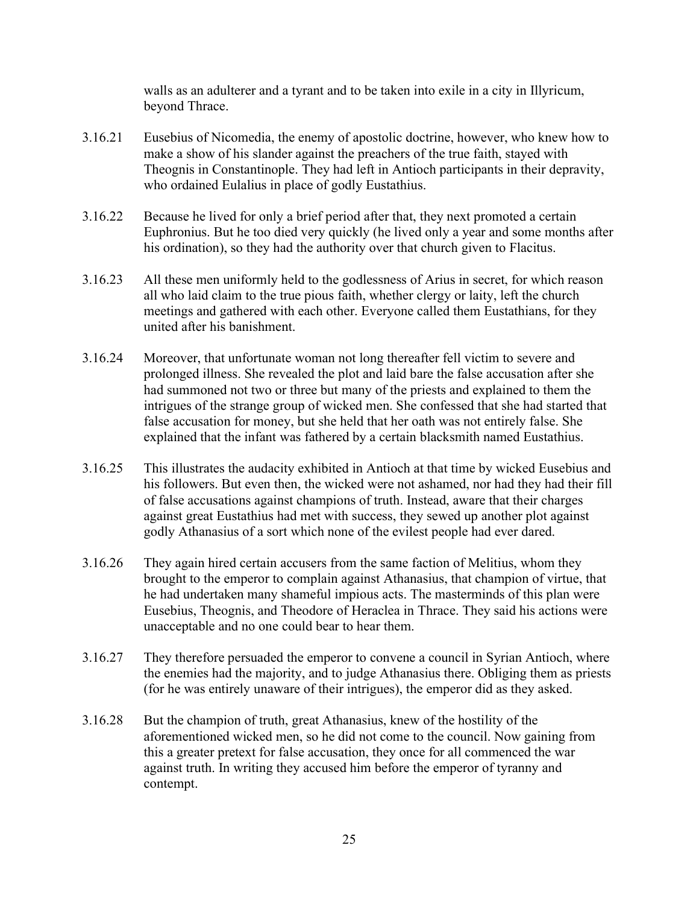walls as an adulterer and a tyrant and to be taken into exile in a city in Illyricum, beyond Thrace.

3.16.21 Eusebius of Nicomedia, the enemy of apostolic doctrine, however, who knew how to make a show of his slander against the preachers of the true faith, stayed with Theognis in Constantinople. They had left in Antioch participants in their depravity, who ordained Eulalius in place of godly Eustathius.

3.16.22 Because he lived for only a brief period after that, they next promoted a certain Euphronius. But he too died very quickly (he lived only a year and some months after his ordination), so they had the authority over that church given to Flacitus.

3.16.23 All these men uniformly held to the godlessness of Arius in secret, for which reason all who laid claim to the true pious faith, whether clergy or laity, left the church meetings and gathered with each other. Everyone called them Eustathians, for they united after his banishment.

3.16.24 Moreover, that unfortunate woman not long thereafter fell victim to severe and prolonged illness. She revealed the plot and laid bare the false accusation after she had summoned not two or three but many of the priests and explained to them the intrigues of the strange group of wicked men. She confessed that she had started that false accusation for money, but she held that her oath was not entirely false. She explained that the infant was fathered by a certain blacksmith named Eustathius.

3.16.25 This illustrates the audacity exhibited in Antioch at that time by wicked Eusebius and his followers. But even then, the wicked were not ashamed, nor had they had their fill of false accusations against champions of truth. Instead, aware that their charges against great Eustathius had met with success, they sewed up another plot against godly Athanasius of a sort which none of the evilest people had ever dared.

3.16.26 They again hired certain accusers from the same faction of Melitius, whom they brought to the emperor to complain against Athanasius, that champion of virtue, that he had undertaken many shameful impious acts. The masterminds of this plan were Eusebius, Theognis, and Theodore of Heraclea in Thrace. They said his actions were unacceptable and no one could bear to hear them.

3.16.27 They therefore persuaded the emperor to convene a council in Syrian Antioch, where the enemies had the majority, and to judge Athanasius there. Obliging them as priests (for he was entirely unaware of their intrigues), the emperor did as they asked.

3.16.28 But the champion of truth, great Athanasius, knew of the hostility of the aforementioned wicked men, so he did not come to the council. Now gaining from this a greater pretext for false accusation, they once for all commenced the war against truth. In writing they accused him before the emperor of tyranny and contempt.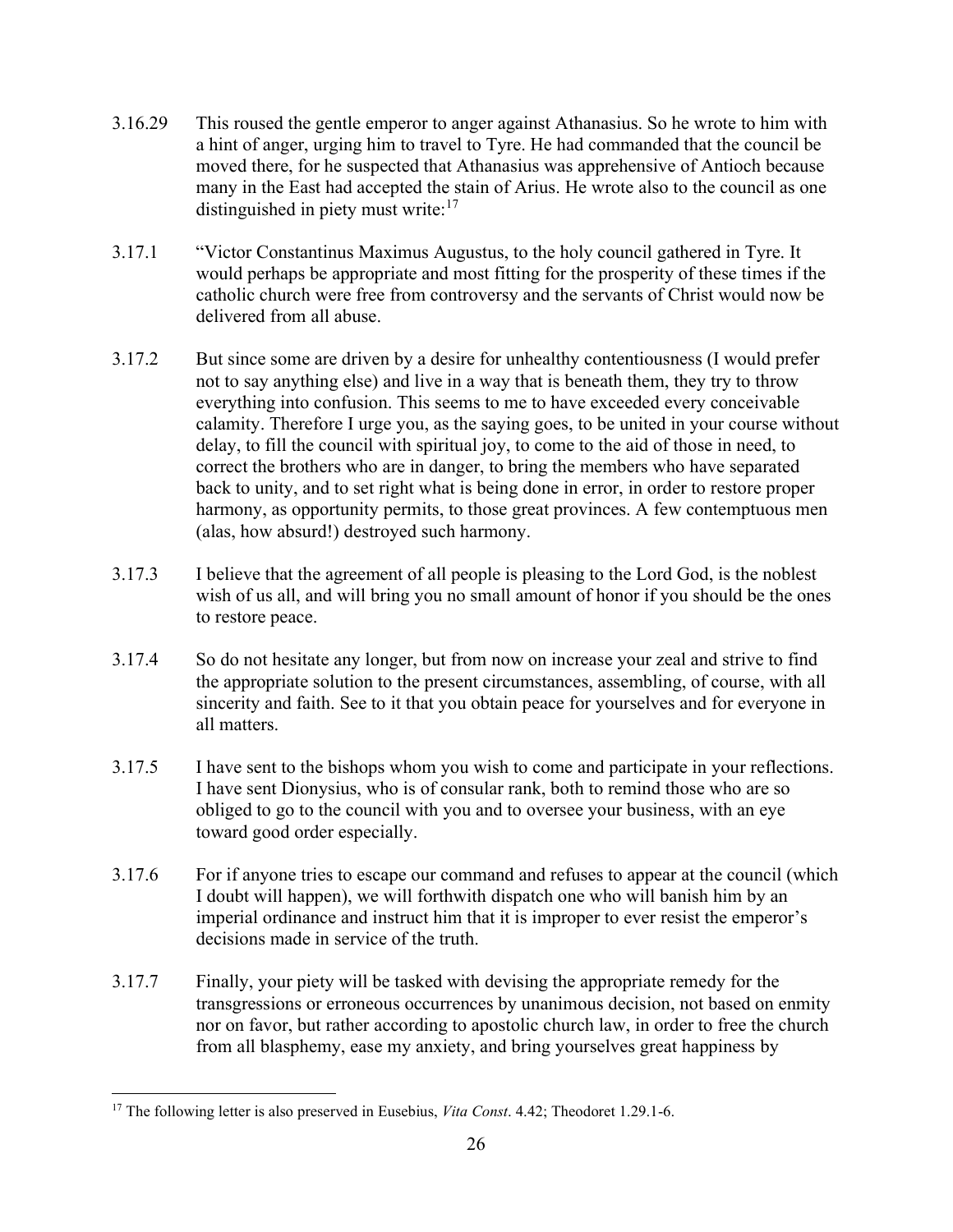3.16.29 This roused the gentle emperor to anger against Athanasius. So he wrote to him with a hint of anger, urging him to travel to Tyre. He had commanded that the council be moved there, for he suspected that Athanasius was apprehensive of Antioch because many in the East had accepted the stain of Arius. He wrote also to the council as one distinguished in piety must write:[17]

3.17.1 "Victor Constantinus Maximus Augustus, to the holy council gathered in Tyre. It would perhaps be appropriate and most fitting for the prosperity of these times if the catholic church were free from controversy and the servants of Christ would now be delivered from all abuse.

3.17.2 But since some are driven by a desire for unhealthy contentiousness (I would prefer not to say anything else) and live in a way that is beneath them, they try to throw everything into confusion. This seems to me to have exceeded every conceivable calamity. Therefore I urge you, as the saying goes, to be united in your course without delay, to fill the council with spiritual joy, to come to the aid of those in need, to correct the brothers who are in danger, to bring the members who have separated back to unity, and to set right what is being done in error, in order to restore proper harmony, as opportunity permits, to those great provinces. A few contemptuous men (alas, how absurd!) destroyed such harmony.

3.17.3 I believe that the agreement of all people is pleasing to the Lord God, is the noblest wish of us all, and will bring you no small amount of honor if you should be the ones to restore peace.

3.17.4 So do not hesitate any longer, but from now on increase your zeal and strive to find the appropriate solution to the present circumstances, assembling, of course, with all sincerity and faith. See to it that you obtain peace for yourselves and for everyone in all matters.

3.17.5 I have sent to the bishops whom you wish to come and participate in your reflections. I have sent Dionysius, who is of consular rank, both to remind those who are so obliged to go to the council with you and to oversee your business, with an eye toward good order especially.

3.17.6 For if anyone tries to escape our command and refuses to appear at the council (which I doubt will happen), we will forthwith dispatch one who will banish him by an imperial ordinance and instruct him that it is improper to ever resist the emperor's decisions made in service of the truth.

3.17.7 Finally, your piety will be tasked with devising the appropriate remedy for the transgressions or erroneous occurrences by unanimous decision, not based on enmity nor on favor, but rather according to apostolic church law, in order to free the church from all blasphemy, ease my anxiety, and bring yourselves great happiness by

[17] The following letter is also preserved in Eusebius, *Vita Const*. 4.42; Theodoret 1.29.1-6.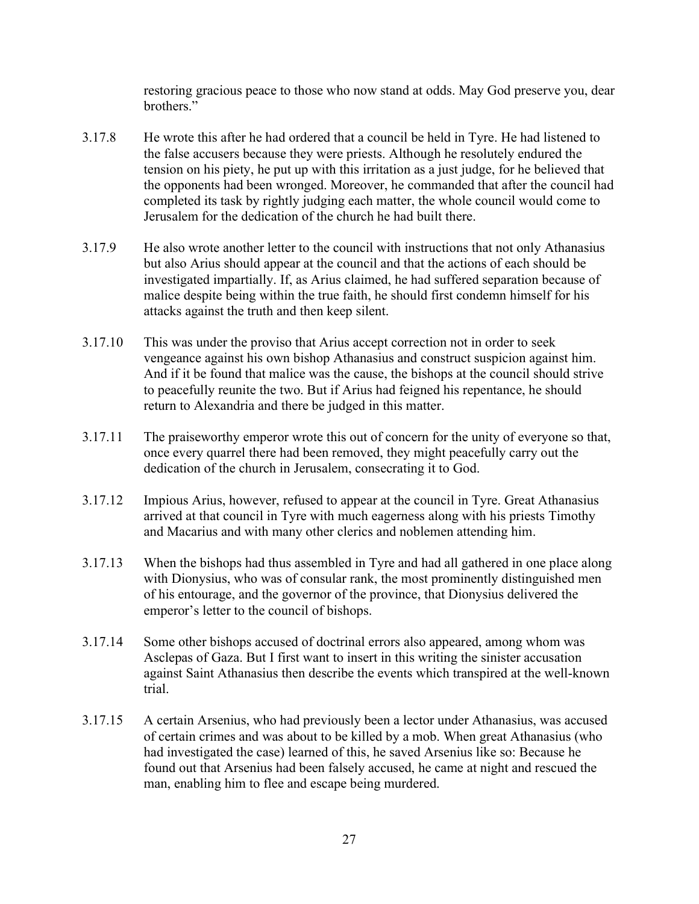restoring gracious peace to those who now stand at odds. May God preserve you, dear brothers."

3.17.8 He wrote this after he had ordered that a council be held in Tyre. He had listened to the false accusers because they were priests. Although he resolutely endured the tension on his piety, he put up with this irritation as a just judge, for he believed that the opponents had been wronged. Moreover, he commanded that after the council had completed its task by rightly judging each matter, the whole council would come to Jerusalem for the dedication of the church he had built there.

3.17.9 He also wrote another letter to the council with instructions that not only Athanasius but also Arius should appear at the council and that the actions of each should be investigated impartially. If, as Arius claimed, he had suffered separation because of malice despite being within the true faith, he should first condemn himself for his attacks against the truth and then keep silent.

3.17.10 This was under the proviso that Arius accept correction not in order to seek vengeance against his own bishop Athanasius and construct suspicion against him. And if it be found that malice was the cause, the bishops at the council should strive to peacefully reunite the two. But if Arius had feigned his repentance, he should return to Alexandria and there be judged in this matter.

3.17.11 The praiseworthy emperor wrote this out of concern for the unity of everyone so that, once every quarrel there had been removed, they might peacefully carry out the dedication of the church in Jerusalem, consecrating it to God.

3.17.12 Impious Arius, however, refused to appear at the council in Tyre. Great Athanasius arrived at that council in Tyre with much eagerness along with his priests Timothy and Macarius and with many other clerics and noblemen attending him.

3.17.13 When the bishops had thus assembled in Tyre and had all gathered in one place along with Dionysius, who was of consular rank, the most prominently distinguished men of his entourage, and the governor of the province, that Dionysius delivered the emperor's letter to the council of bishops.

3.17.14 Some other bishops accused of doctrinal errors also appeared, among whom was Asclepas of Gaza. But I first want to insert in this writing the sinister accusation against Saint Athanasius then describe the events which transpired at the well-known trial.

3.17.15 A certain Arsenius, who had previously been a lector under Athanasius, was accused of certain crimes and was about to be killed by a mob. When great Athanasius (who had investigated the case) learned of this, he saved Arsenius like so: Because he found out that Arsenius had been falsely accused, he came at night and rescued the man, enabling him to flee and escape being murdered.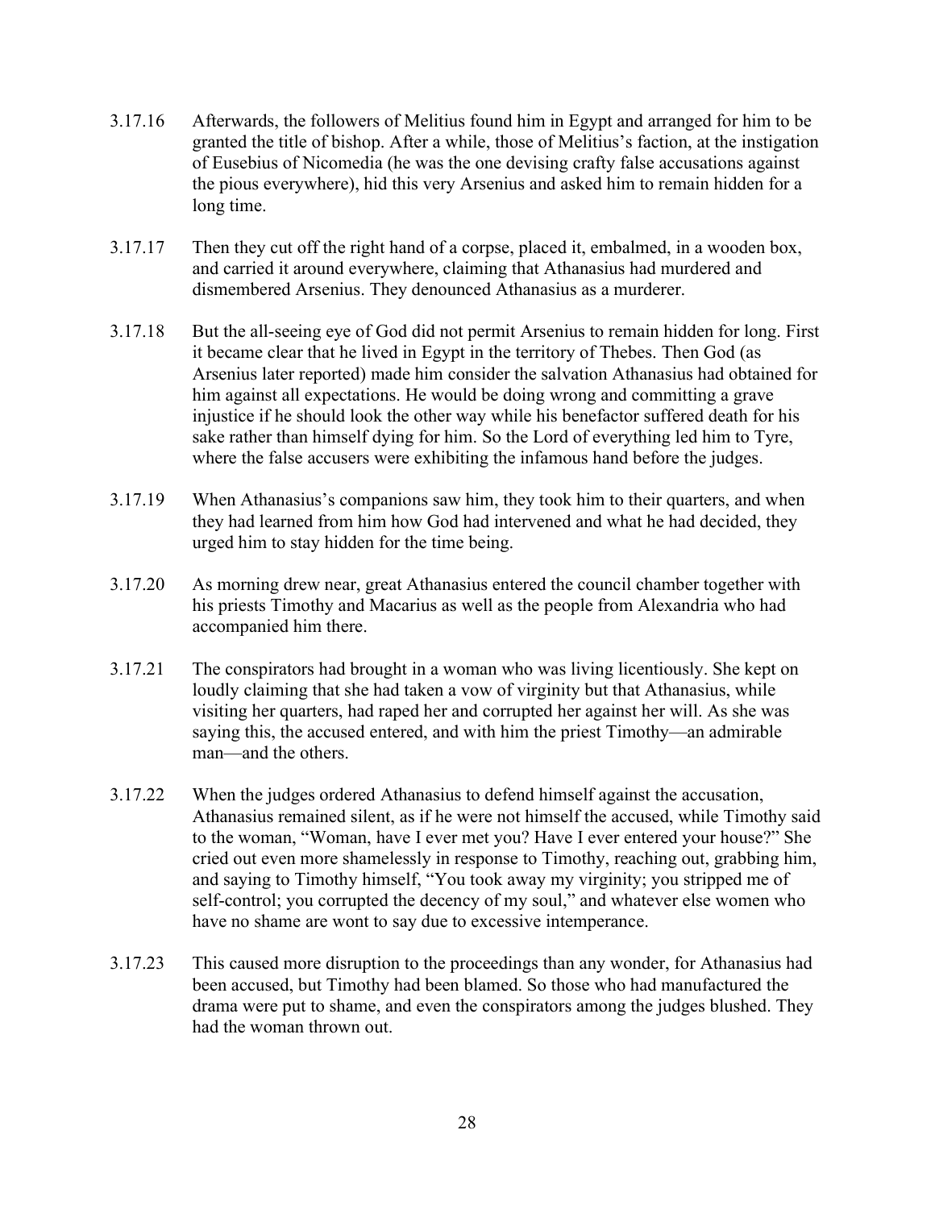3.17.16 Afterwards, the followers of Melitius found him in Egypt and arranged for him to be granted the title of bishop. After a while, those of Melitius's faction, at the instigation of Eusebius of Nicomedia (he was the one devising crafty false accusations against the pious everywhere), hid this very Arsenius and asked him to remain hidden for a long time.

3.17.17 Then they cut off the right hand of a corpse, placed it, embalmed, in a wooden box, and carried it around everywhere, claiming that Athanasius had murdered and dismembered Arsenius. They denounced Athanasius as a murderer.

3.17.18 But the all-seeing eye of God did not permit Arsenius to remain hidden for long. First it became clear that he lived in Egypt in the territory of Thebes. Then God (as Arsenius later reported) made him consider the salvation Athanasius had obtained for him against all expectations. He would be doing wrong and committing a grave injustice if he should look the other way while his benefactor suffered death for his sake rather than himself dying for him. So the Lord of everything led him to Tyre, where the false accusers were exhibiting the infamous hand before the judges.

3.17.19 When Athanasius's companions saw him, they took him to their quarters, and when they had learned from him how God had intervened and what he had decided, they urged him to stay hidden for the time being.

3.17.20 As morning drew near, great Athanasius entered the council chamber together with his priests Timothy and Macarius as well as the people from Alexandria who had accompanied him there.

3.17.21 The conspirators had brought in a woman who was living licentiously. She kept on loudly claiming that she had taken a vow of virginity but that Athanasius, while visiting her quarters, had raped her and corrupted her against her will. As she was saying this, the accused entered, and with him the priest Timothy—an admirable man—and the others.

3.17.22 When the judges ordered Athanasius to defend himself against the accusation, Athanasius remained silent, as if he were not himself the accused, while Timothy said to the woman, "Woman, have I ever met you? Have I ever entered your house?" She cried out even more shamelessly in response to Timothy, reaching out, grabbing him, and saying to Timothy himself, "You took away my virginity; you stripped me of self-control; you corrupted the decency of my soul," and whatever else women who have no shame are wont to say due to excessive intemperance.

3.17.23 This caused more disruption to the proceedings than any wonder, for Athanasius had been accused, but Timothy had been blamed. So those who had manufactured the drama were put to shame, and even the conspirators among the judges blushed. They had the woman thrown out.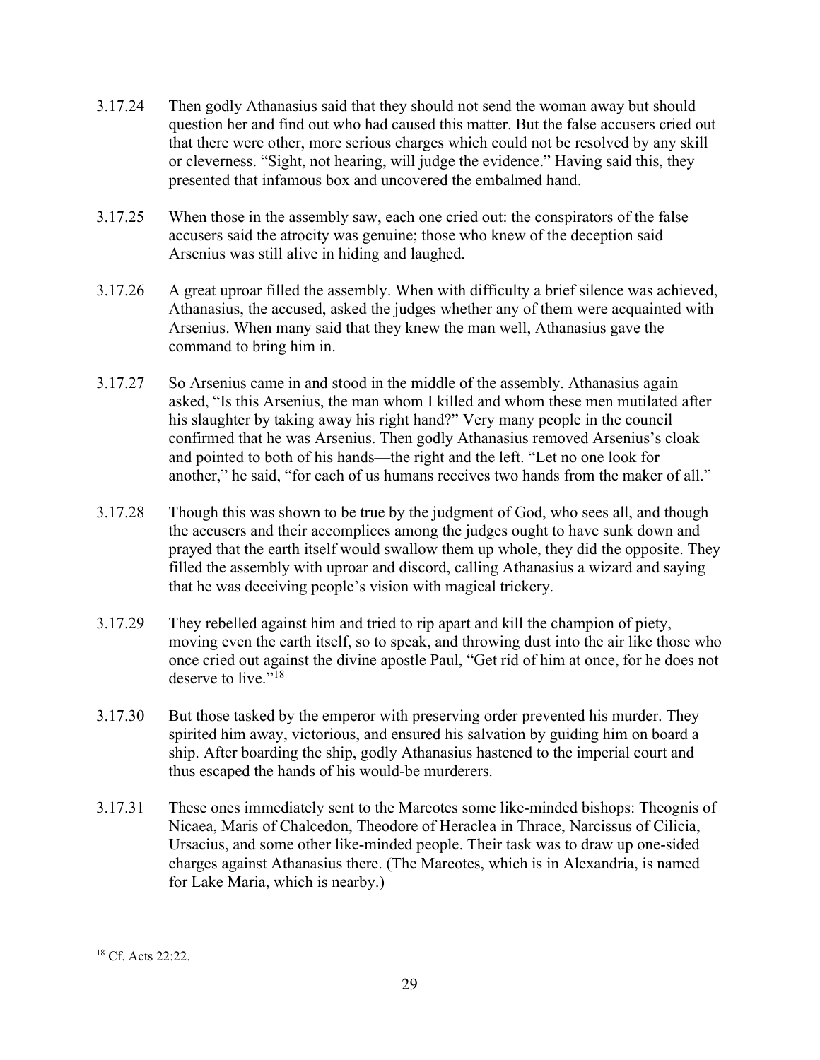3.17.24 Then godly Athanasius said that they should not send the woman away but should question her and find out who had caused this matter. But the false accusers cried out that there were other, more serious charges which could not be resolved by any skill or cleverness. "Sight, not hearing, will judge the evidence." Having said this, they presented that infamous box and uncovered the embalmed hand.

3.17.25 When those in the assembly saw, each one cried out: the conspirators of the false accusers said the atrocity was genuine; those who knew of the deception said Arsenius was still alive in hiding and laughed.

3.17.26 A great uproar filled the assembly. When with difficulty a brief silence was achieved, Athanasius, the accused, asked the judges whether any of them were acquainted with Arsenius. When many said that they knew the man well, Athanasius gave the command to bring him in.

3.17.27 So Arsenius came in and stood in the middle of the assembly. Athanasius again asked, "Is this Arsenius, the man whom I killed and whom these men mutilated after his slaughter by taking away his right hand?" Very many people in the council confirmed that he was Arsenius. Then godly Athanasius removed Arsenius's cloak and pointed to both of his hands—the right and the left. "Let no one look for another," he said, "for each of us humans receives two hands from the maker of all."

3.17.28 Though this was shown to be true by the judgment of God, who sees all, and though the accusers and their accomplices among the judges ought to have sunk down and prayed that the earth itself would swallow them up whole, they did the opposite. They filled the assembly with uproar and discord, calling Athanasius a wizard and saying that he was deceiving people's vision with magical trickery.

3.17.29 They rebelled against him and tried to rip apart and kill the champion of piety, moving even the earth itself, so to speak, and throwing dust into the air like those who once cried out against the divine apostle Paul, "Get rid of him at once, for he does not deserve to live."[18]

3.17.30 But those tasked by the emperor with preserving order prevented his murder. They spirited him away, victorious, and ensured his salvation by guiding him on board a ship. After boarding the ship, godly Athanasius hastened to the imperial court and thus escaped the hands of his would-be murderers.

3.17.31 These ones immediately sent to the Mareotes some like-minded bishops: Theognis of Nicaea, Maris of Chalcedon, Theodore of Heraclea in Thrace, Narcissus of Cilicia, Ursacius, and some other like-minded people. Their task was to draw up one-sided charges against Athanasius there. (The Mareotes, which is in Alexandria, is named for Lake Maria, which is nearby.)

---

[18] Cf. Acts 22:22.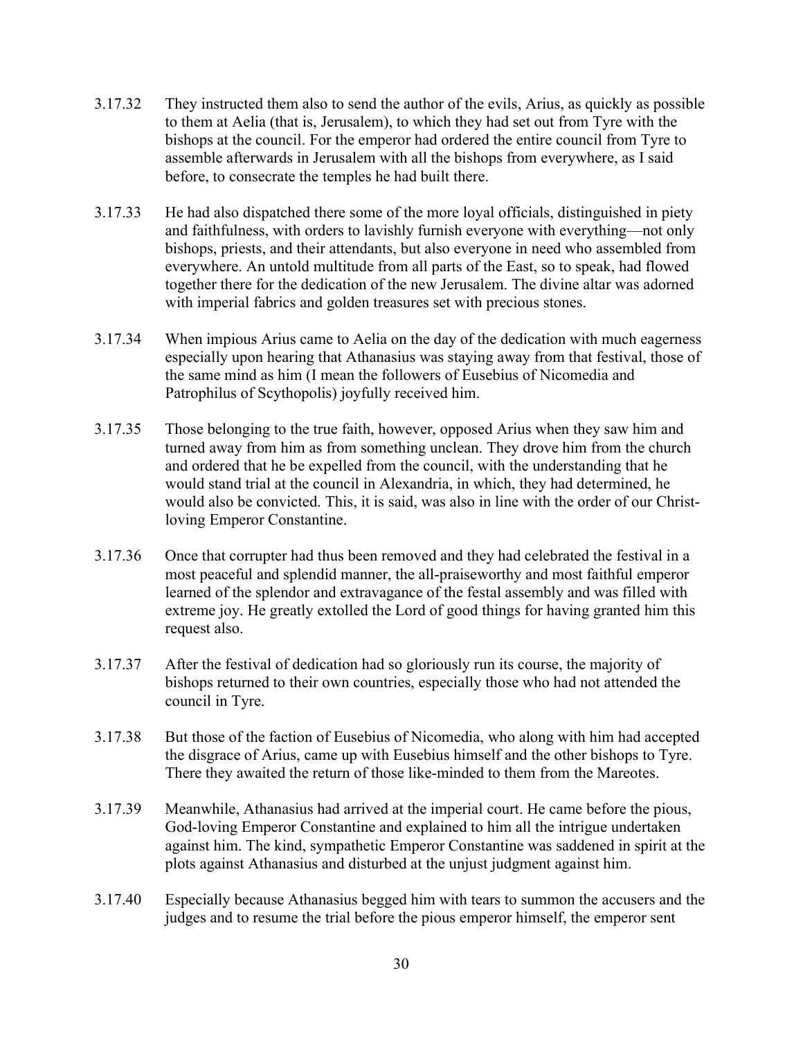3.17.32 They instructed them also to send the author of the evils, Arius, as quickly as possible to them at Aelia (that is, Jerusalem), to which they had set out from Tyre with the bishops at the council. For the emperor had ordered the entire council from Tyre to assemble afterwards in Jerusalem with all the bishops from everywhere, as I said before, to consecrate the temples he had built there.

3.17.33 He had also dispatched there some of the more loyal officials, distinguished in piety and faithfulness, with orders to lavishly furnish everyone with everything—not only bishops, priests, and their attendants, but also everyone in need who assembled from everywhere. An untold multitude from all parts of the East, so to speak, had flowed together there for the dedication of the new Jerusalem. The divine altar was adorned with imperial fabrics and golden treasures set with precious stones.

3.17.34 When impious Arius came to Aelia on the day of the dedication with much eagerness especially upon hearing that Athanasius was staying away from that festival, those of the same mind as him (I mean the followers of Eusebius of Nicomedia and Patrophilus of Scythopolis) joyfully received him.

3.17.35 Those belonging to the true faith, however, opposed Arius when they saw him and turned away from him as from something unclean. They drove him from the church and ordered that he be expelled from the council, with the understanding that he would stand trial at the council in Alexandria, in which, they had determined, he would also be convicted. This, it is said, was also in line with the order of our Christ-loving Emperor Constantine.

3.17.36 Once that corrupter had thus been removed and they had celebrated the festival in a most peaceful and splendid manner, the all-praiseworthy and most faithful emperor learned of the splendor and extravagance of the festal assembly and was filled with extreme joy. He greatly extolled the Lord of good things for having granted him this request also.

3.17.37 After the festival of dedication had so gloriously run its course, the majority of bishops returned to their own countries, especially those who had not attended the council in Tyre.

3.17.38 But those of the faction of Eusebius of Nicomedia, who along with him had accepted the disgrace of Arius, came up with Eusebius himself and the other bishops to Tyre. There they awaited the return of those like-minded to them from the Mareotes.

3.17.39 Meanwhile, Athanasius had arrived at the imperial court. He came before the pious, God-loving Emperor Constantine and explained to him all the intrigue undertaken against him. The kind, sympathetic Emperor Constantine was saddened in spirit at the plots against Athanasius and disturbed at the unjust judgment against him.

3.17.40 Especially because Athanasius begged him with tears to summon the accusers and the judges and to resume the trial before the pious emperor himself, the emperor sent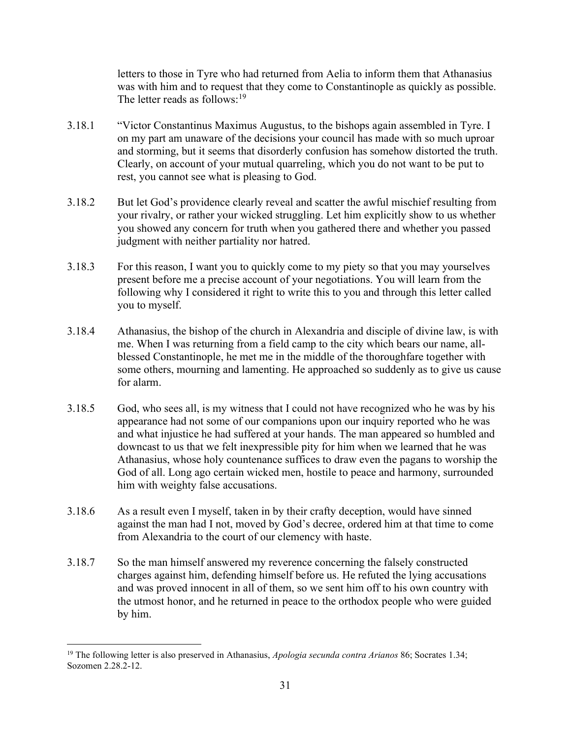letters to those in Tyre who had returned from Aelia to inform them that Athanasius was with him and to request that they come to Constantinople as quickly as possible. The letter reads as follows:[19]

3.18.1 "Victor Constantinus Maximus Augustus, to the bishops again assembled in Tyre. I on my part am unaware of the decisions your council has made with so much uproar and storming, but it seems that disorderly confusion has somehow distorted the truth. Clearly, on account of your mutual quarreling, which you do not want to be put to rest, you cannot see what is pleasing to God.

3.18.2 But let God's providence clearly reveal and scatter the awful mischief resulting from your rivalry, or rather your wicked struggling. Let him explicitly show to us whether you showed any concern for truth when you gathered there and whether you passed judgment with neither partiality nor hatred.

3.18.3 For this reason, I want you to quickly come to my piety so that you may yourselves present before me a precise account of your negotiations. You will learn from the following why I considered it right to write this to you and through this letter called you to myself.

3.18.4 Athanasius, the bishop of the church in Alexandria and disciple of divine law, is with me. When I was returning from a field camp to the city which bears our name, all-blessed Constantinople, he met me in the middle of the thoroughfare together with some others, mourning and lamenting. He approached so suddenly as to give us cause for alarm.

3.18.5 God, who sees all, is my witness that I could not have recognized who he was by his appearance had not some of our companions upon our inquiry reported who he was and what injustice he had suffered at your hands. The man appeared so humbled and downcast to us that we felt inexpressible pity for him when we learned that he was Athanasius, whose holy countenance suffices to draw even the pagans to worship the God of all. Long ago certain wicked men, hostile to peace and harmony, surrounded him with weighty false accusations.

3.18.6 As a result even I myself, taken in by their crafty deception, would have sinned against the man had I not, moved by God's decree, ordered him at that time to come from Alexandria to the court of our clemency with haste.

3.18.7 So the man himself answered my reverence concerning the falsely constructed charges against him, defending himself before us. He refuted the lying accusations and was proved innocent in all of them, so we sent him off to his own country with the utmost honor, and he returned in peace to the orthodox people who were guided by him.

[19] The following letter is also preserved in Athanasius, *Apologia secunda contra Arianos* 86; Socrates 1.34; Sozomen 2.28.2-12.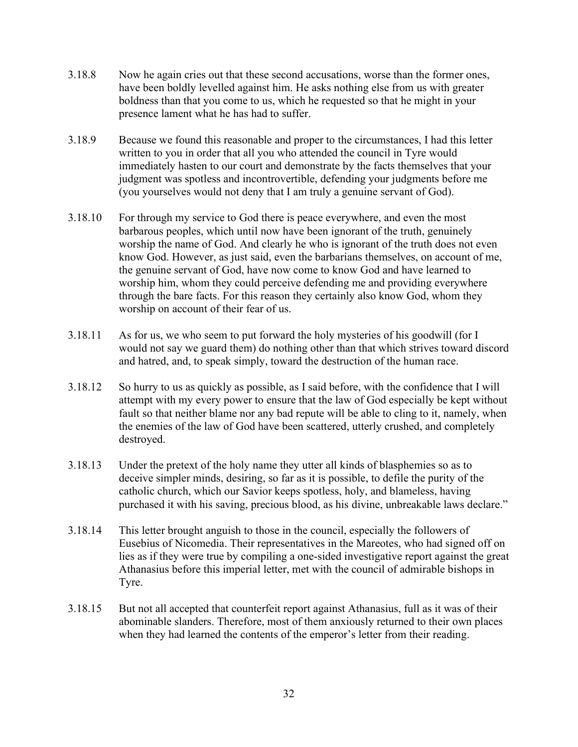3.18.8 Now he again cries out that these second accusations, worse than the former ones, have been boldly levelled against him. He asks nothing else from us with greater boldness than that you come to us, which he requested so that he might in your presence lament what he has had to suffer.

3.18.9 Because we found this reasonable and proper to the circumstances, I had this letter written to you in order that all you who attended the council in Tyre would immediately hasten to our court and demonstrate by the facts themselves that your judgment was spotless and incontrovertible, defending your judgments before me (you yourselves would not deny that I am truly a genuine servant of God).

3.18.10 For through my service to God there is peace everywhere, and even the most barbarous peoples, which until now have been ignorant of the truth, genuinely worship the name of God. And clearly he who is ignorant of the truth does not even know God. However, as just said, even the barbarians themselves, on account of me, the genuine servant of God, have now come to know God and have learned to worship him, whom they could perceive defending me and providing everywhere through the bare facts. For this reason they certainly also know God, whom they worship on account of their fear of us.

3.18.11 As for us, we who seem to put forward the holy mysteries of his goodwill (for I would not say we guard them) do nothing other than that which strives toward discord and hatred, and, to speak simply, toward the destruction of the human race.

3.18.12 So hurry to us as quickly as possible, as I said before, with the confidence that I will attempt with my every power to ensure that the law of God especially be kept without fault so that neither blame nor any bad repute will be able to cling to it, namely, when the enemies of the law of God have been scattered, utterly crushed, and completely destroyed.

3.18.13 Under the pretext of the holy name they utter all kinds of blasphemies so as to deceive simpler minds, desiring, so far as it is possible, to defile the purity of the catholic church, which our Savior keeps spotless, holy, and blameless, having purchased it with his saving, precious blood, as his divine, unbreakable laws declare."

3.18.14 This letter brought anguish to those in the council, especially the followers of Eusebius of Nicomedia. Their representatives in the Mareotes, who had signed off on lies as if they were true by compiling a one-sided investigative report against the great Athanasius before this imperial letter, met with the council of admirable bishops in Tyre.

3.18.15 But not all accepted that counterfeit report against Athanasius, full as it was of their abominable slanders. Therefore, most of them anxiously returned to their own places when they had learned the contents of the emperor's letter from their reading.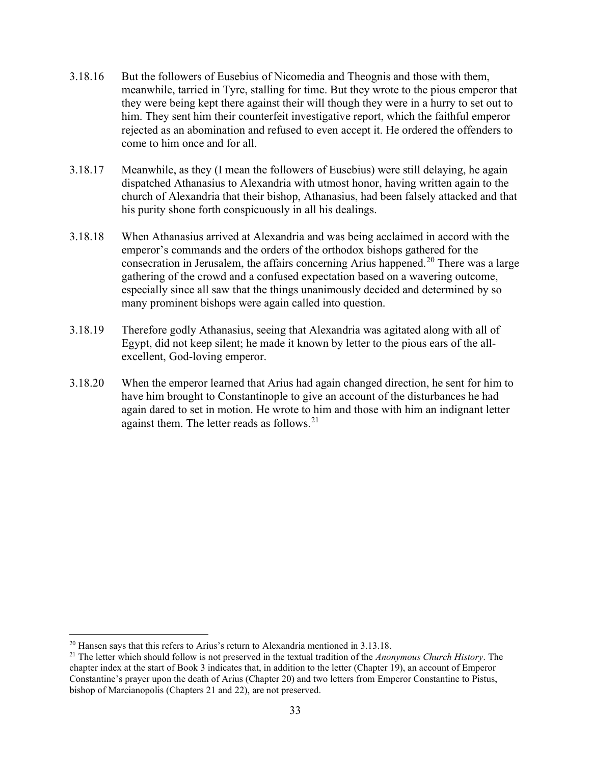3.18.16 But the followers of Eusebius of Nicomedia and Theognis and those with them, meanwhile, tarried in Tyre, stalling for time. But they wrote to the pious emperor that they were being kept there against their will though they were in a hurry to set out to him. They sent him their counterfeit investigative report, which the faithful emperor rejected as an abomination and refused to even accept it. He ordered the offenders to come to him once and for all.

3.18.17 Meanwhile, as they (I mean the followers of Eusebius) were still delaying, he again dispatched Athanasius to Alexandria with utmost honor, having written again to the church of Alexandria that their bishop, Athanasius, had been falsely attacked and that his purity shone forth conspicuously in all his dealings.

3.18.18 When Athanasius arrived at Alexandria and was being acclaimed in accord with the emperor's commands and the orders of the orthodox bishops gathered for the consecration in Jerusalem, the affairs concerning Arius happened.[20] There was a large gathering of the crowd and a confused expectation based on a wavering outcome, especially since all saw that the things unanimously decided and determined by so many prominent bishops were again called into question.

3.18.19 Therefore godly Athanasius, seeing that Alexandria was agitated along with all of Egypt, did not keep silent; he made it known by letter to the pious ears of the all-excellent, God-loving emperor.

3.18.20 When the emperor learned that Arius had again changed direction, he sent for him to have him brought to Constantinople to give an account of the disturbances he had again dared to set in motion. He wrote to him and those with him an indignant letter against them. The letter reads as follows.[21]

---

[20] Hansen says that this refers to Arius's return to Alexandria mentioned in 3.13.18.

[21] The letter which should follow is not preserved in the textual tradition of the *Anonymous Church History*. The chapter index at the start of Book 3 indicates that, in addition to the letter (Chapter 19), an account of Emperor Constantine's prayer upon the death of Arius (Chapter 20) and two letters from Emperor Constantine to Pistus, bishop of Marcianopolis (Chapters 21 and 22), are not preserved.